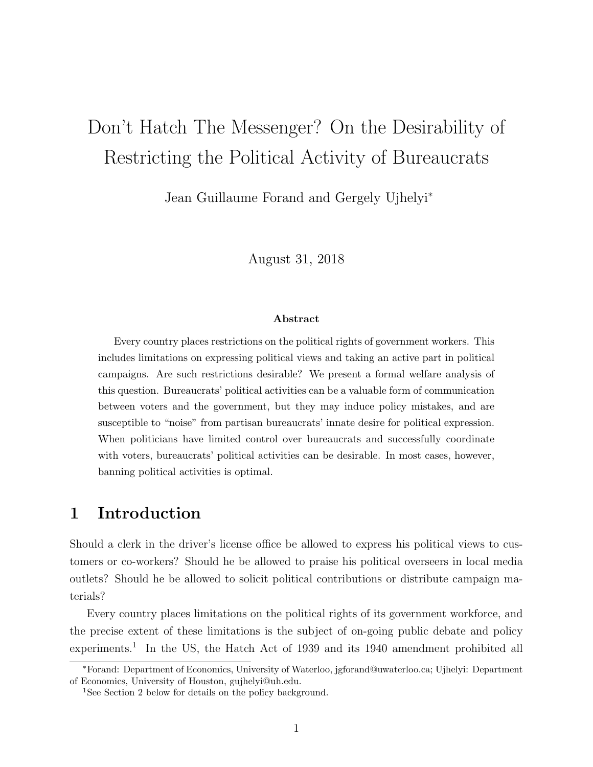# Don't Hatch The Messenger? On the Desirability of Restricting the Political Activity of Bureaucrats

Jean Guillaume Forand and Gergely Ujhelyi*

August 31, 2018

### Abstract

Every country places restrictions on the political rights of government workers. This includes limitations on expressing political views and taking an active part in political campaigns. Are such restrictions desirable? We present a formal welfare analysis of this question. Bureaucrats' political activities can be a valuable form of communication between voters and the government, but they may induce policy mistakes, and are susceptible to "noise" from partisan bureaucrats' innate desire for political expression. When politicians have limited control over bureaucrats and successfully coordinate with voters, bureaucrats' political activities can be desirable. In most cases, however, banning political activities is optimal.

## 1 Introduction

Should a clerk in the driver's license office be allowed to express his political views to customers or co-workers? Should he be allowed to praise his political overseers in local media outlets? Should he be allowed to solicit political contributions or distribute campaign materials?

Every country places limitations on the political rights of its government workforce, and the precise extent of these limitations is the subject of on-going public debate and policy experiments.[1] In the US, the Hatch Act of 1939 and its 1940 amendment prohibited all

*Forand: Department of Economics, University of Waterloo, jgforand@uwaterloo.ca; Ujhelyi: Department of Economics, University of Houston, gujhelyi@uh.edu.

[1]See Section 2 below for details on the policy background.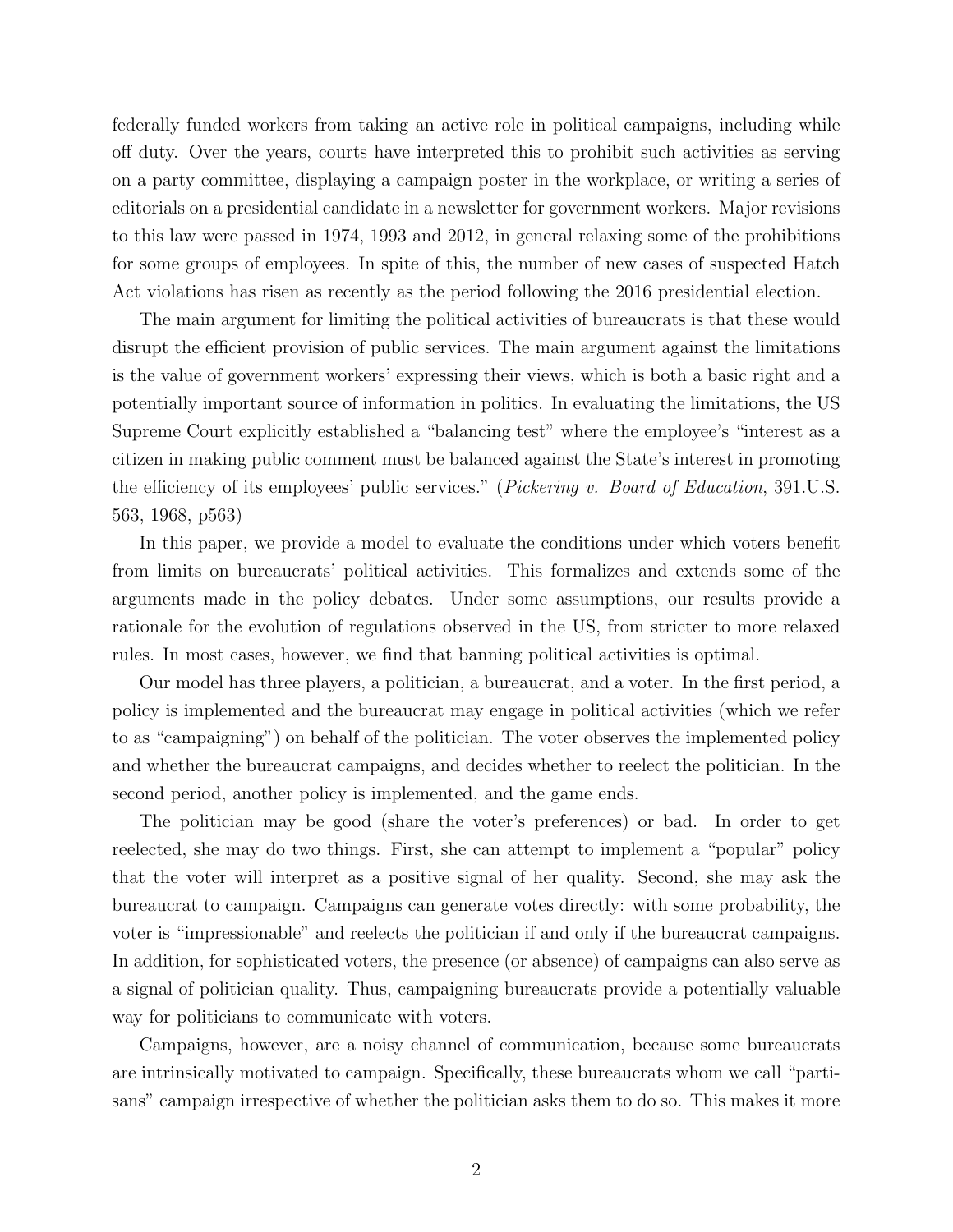federally funded workers from taking an active role in political campaigns, including while off duty. Over the years, courts have interpreted this to prohibit such activities as serving on a party committee, displaying a campaign poster in the workplace, or writing a series of editorials on a presidential candidate in a newsletter for government workers. Major revisions to this law were passed in 1974, 1993 and 2012, in general relaxing some of the prohibitions for some groups of employees. In spite of this, the number of new cases of suspected Hatch Act violations has risen as recently as the period following the 2016 presidential election.

The main argument for limiting the political activities of bureaucrats is that these would disrupt the efficient provision of public services. The main argument against the limitations is the value of government workers' expressing their views, which is both a basic right and a potentially important source of information in politics. In evaluating the limitations, the US Supreme Court explicitly established a "balancing test" where the employee's "interest as a citizen in making public comment must be balanced against the State's interest in promoting the efficiency of its employees' public services." (*Pickering v. Board of Education*, 391.U.S. 563, 1968, p563)

In this paper, we provide a model to evaluate the conditions under which voters benefit from limits on bureaucrats' political activities. This formalizes and extends some of the arguments made in the policy debates. Under some assumptions, our results provide a rationale for the evolution of regulations observed in the US, from stricter to more relaxed rules. In most cases, however, we find that banning political activities is optimal.

Our model has three players, a politician, a bureaucrat, and a voter. In the first period, a policy is implemented and the bureaucrat may engage in political activities (which we refer to as "campaigning") on behalf of the politician. The voter observes the implemented policy and whether the bureaucrat campaigns, and decides whether to reelect the politician. In the second period, another policy is implemented, and the game ends.

The politician may be good (share the voter's preferences) or bad. In order to get reelected, she may do two things. First, she can attempt to implement a "popular" policy that the voter will interpret as a positive signal of her quality. Second, she may ask the bureaucrat to campaign. Campaigns can generate votes directly: with some probability, the voter is "impressionable" and reelects the politician if and only if the bureaucrat campaigns. In addition, for sophisticated voters, the presence (or absence) of campaigns can also serve as a signal of politician quality. Thus, campaigning bureaucrats provide a potentially valuable way for politicians to communicate with voters.

Campaigns, however, are a noisy channel of communication, because some bureaucrats are intrinsically motivated to campaign. Specifically, these bureaucrats whom we call "partisans" campaign irrespective of whether the politician asks them to do so. This makes it more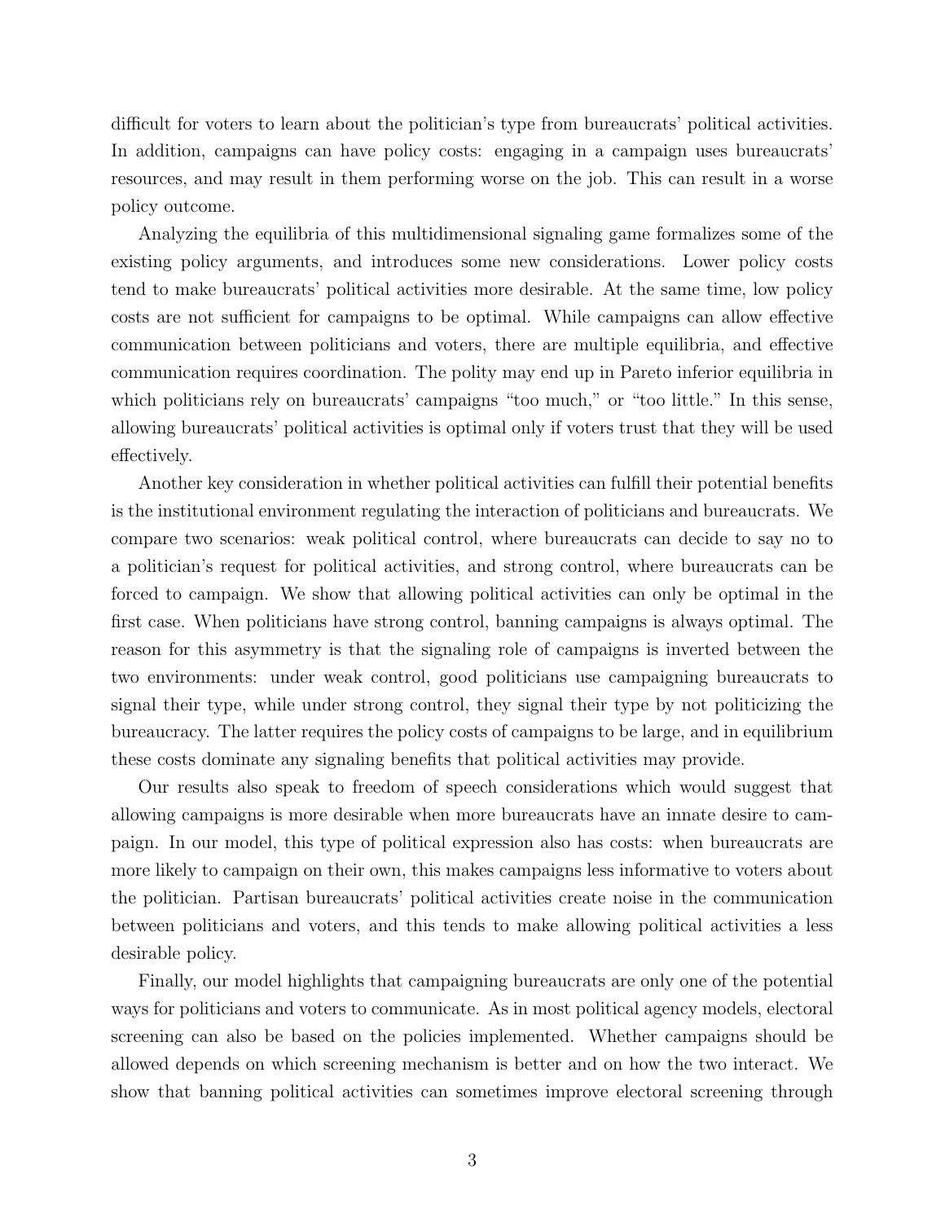difficult for voters to learn about the politician's type from bureaucrats' political activities. In addition, campaigns can have policy costs: engaging in a campaign uses bureaucrats' resources, and may result in them performing worse on the job. This can result in a worse policy outcome.

Analyzing the equilibria of this multidimensional signaling game formalizes some of the existing policy arguments, and introduces some new considerations. Lower policy costs tend to make bureaucrats' political activities more desirable. At the same time, low policy costs are not sufficient for campaigns to be optimal. While campaigns can allow effective communication between politicians and voters, there are multiple equilibria, and effective communication requires coordination. The polity may end up in Pareto inferior equilibria in which politicians rely on bureaucrats' campaigns "too much," or "too little." In this sense, allowing bureaucrats' political activities is optimal only if voters trust that they will be used effectively.

Another key consideration in whether political activities can fulfill their potential benefits is the institutional environment regulating the interaction of politicians and bureaucrats. We compare two scenarios: weak political control, where bureaucrats can decide to say no to a politician's request for political activities, and strong control, where bureaucrats can be forced to campaign. We show that allowing political activities can only be optimal in the first case. When politicians have strong control, banning campaigns is always optimal. The reason for this asymmetry is that the signaling role of campaigns is inverted between the two environments: under weak control, good politicians use campaigning bureaucrats to signal their type, while under strong control, they signal their type by not politicizing the bureaucracy. The latter requires the policy costs of campaigns to be large, and in equilibrium these costs dominate any signaling benefits that political activities may provide.

Our results also speak to freedom of speech considerations which would suggest that allowing campaigns is more desirable when more bureaucrats have an innate desire to campaign. In our model, this type of political expression also has costs: when bureaucrats are more likely to campaign on their own, this makes campaigns less informative to voters about the politician. Partisan bureaucrats' political activities create noise in the communication between politicians and voters, and this tends to make allowing political activities a less desirable policy.

Finally, our model highlights that campaigning bureaucrats are only one of the potential ways for politicians and voters to communicate. As in most political agency models, electoral screening can also be based on the policies implemented. Whether campaigns should be allowed depends on which screening mechanism is better and on how the two interact. We show that banning political activities can sometimes improve electoral screening through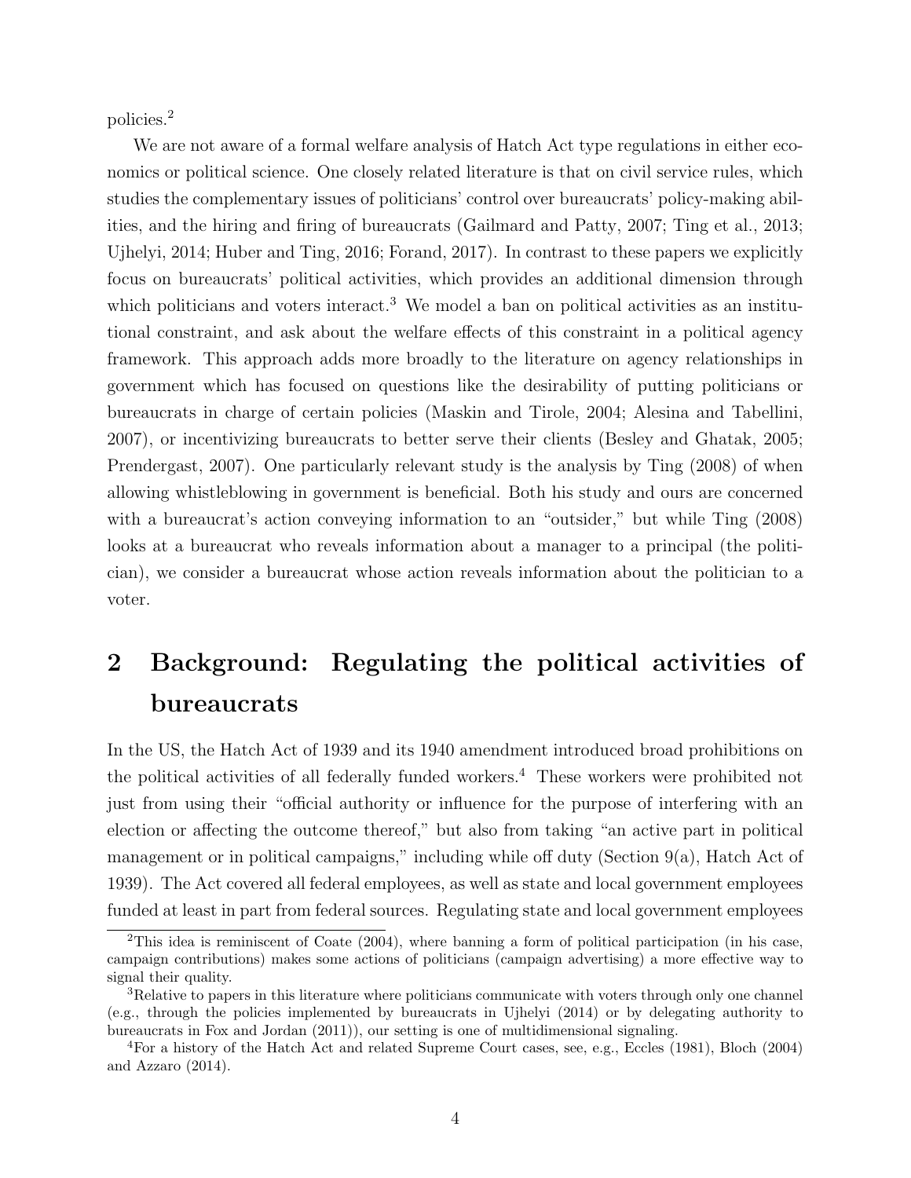policies.[2]

We are not aware of a formal welfare analysis of Hatch Act type regulations in either economics or political science. One closely related literature is that on civil service rules, which studies the complementary issues of politicians' control over bureaucrats' policy-making abilities, and the hiring and firing of bureaucrats (Gailmard and Patty, 2007; Ting et al., 2013; Ujhelyi, 2014; Huber and Ting, 2016; Forand, 2017). In contrast to these papers we explicitly focus on bureaucrats' political activities, which provides an additional dimension through which politicians and voters interact.[3] We model a ban on political activities as an institutional constraint, and ask about the welfare effects of this constraint in a political agency framework. This approach adds more broadly to the literature on agency relationships in government which has focused on questions like the desirability of putting politicians or bureaucrats in charge of certain policies (Maskin and Tirole, 2004; Alesina and Tabellini, 2007), or incentivizing bureaucrats to better serve their clients (Besley and Ghatak, 2005; Prendergast, 2007). One particularly relevant study is the analysis by Ting (2008) of when allowing whistleblowing in government is beneficial. Both his study and ours are concerned with a bureaucrat's action conveying information to an "outsider," but while Ting (2008) looks at a bureaucrat who reveals information about a manager to a principal (the politician), we consider a bureaucrat whose action reveals information about the politician to a voter.

# 2 Background: Regulating the political activities of bureaucrats

In the US, the Hatch Act of 1939 and its 1940 amendment introduced broad prohibitions on the political activities of all federally funded workers.[4] These workers were prohibited not just from using their "official authority or influence for the purpose of interfering with an election or affecting the outcome thereof," but also from taking "an active part in political management or in political campaigns," including while off duty (Section 9(a), Hatch Act of 1939). The Act covered all federal employees, as well as state and local government employees funded at least in part from federal sources. Regulating state and local government employees

[2] This idea is reminiscent of Coate (2004), where banning a form of political participation (in his case, campaign contributions) makes some actions of politicians (campaign advertising) a more effective way to signal their quality.

[3] Relative to papers in this literature where politicians communicate with voters through only one channel (e.g., through the policies implemented by bureaucrats in Ujhelyi (2014) or by delegating authority to bureaucrats in Fox and Jordan (2011)), our setting is one of multidimensional signaling.

[4] For a history of the Hatch Act and related Supreme Court cases, see, e.g., Eccles (1981), Bloch (2004) and Azzaro (2014).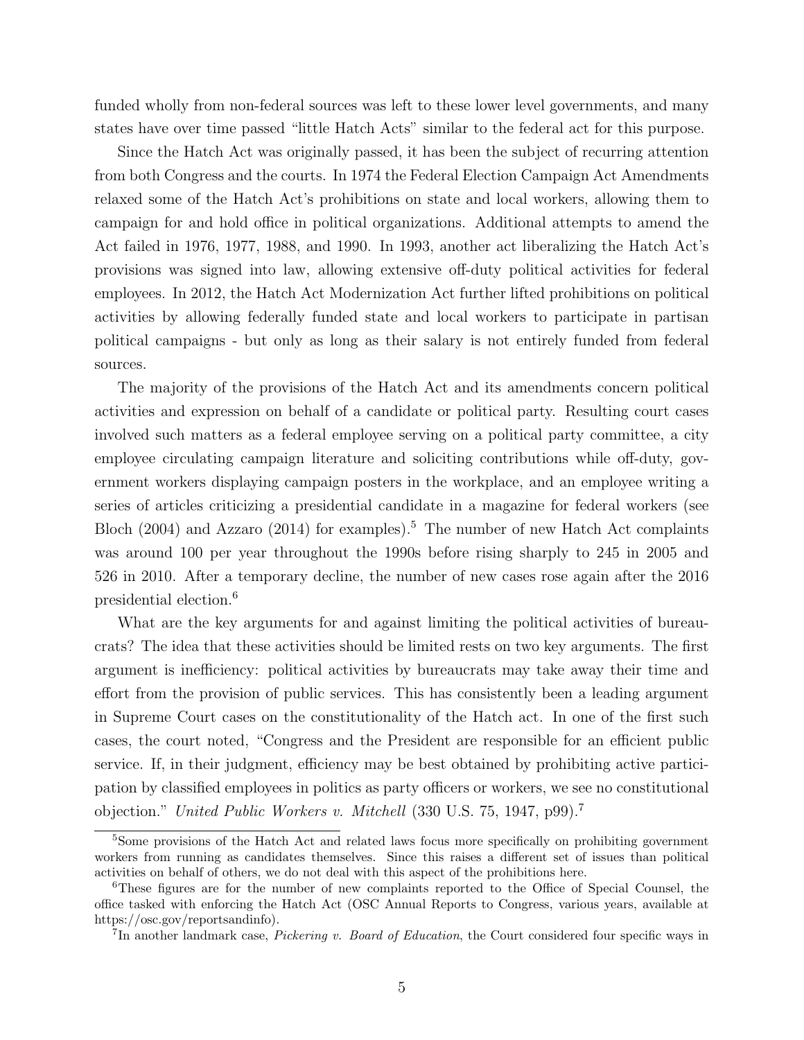funded wholly from non-federal sources was left to these lower level governments, and many states have over time passed "little Hatch Acts" similar to the federal act for this purpose.

Since the Hatch Act was originally passed, it has been the subject of recurring attention from both Congress and the courts. In 1974 the Federal Election Campaign Act Amendments relaxed some of the Hatch Act's prohibitions on state and local workers, allowing them to campaign for and hold office in political organizations. Additional attempts to amend the Act failed in 1976, 1977, 1988, and 1990. In 1993, another act liberalizing the Hatch Act's provisions was signed into law, allowing extensive off-duty political activities for federal employees. In 2012, the Hatch Act Modernization Act further lifted prohibitions on political activities by allowing federally funded state and local workers to participate in partisan political campaigns - but only as long as their salary is not entirely funded from federal sources.

The majority of the provisions of the Hatch Act and its amendments concern political activities and expression on behalf of a candidate or political party. Resulting court cases involved such matters as a federal employee serving on a political party committee, a city employee circulating campaign literature and soliciting contributions while off-duty, government workers displaying campaign posters in the workplace, and an employee writing a series of articles criticizing a presidential candidate in a magazine for federal workers (see Bloch (2004) and Azzaro (2014) for examples).[5] The number of new Hatch Act complaints was around 100 per year throughout the 1990s before rising sharply to 245 in 2005 and 526 in 2010. After a temporary decline, the number of new cases rose again after the 2016 presidential election.[6]

What are the key arguments for and against limiting the political activities of bureaucrats? The idea that these activities should be limited rests on two key arguments. The first argument is inefficiency: political activities by bureaucrats may take away their time and effort from the provision of public services. This has consistently been a leading argument in Supreme Court cases on the constitutionality of the Hatch act. In one of the first such cases, the court noted, "Congress and the President are responsible for an efficient public service. If, in their judgment, efficiency may be best obtained by prohibiting active participation by classified employees in politics as party officers or workers, we see no constitutional objection." *United Public Workers v. Mitchell* (330 U.S. 75, 1947, p99).[7]

---

[5] Some provisions of the Hatch Act and related laws focus more specifically on prohibiting government workers from running as candidates themselves. Since this raises a different set of issues than political activities on behalf of others, we do not deal with this aspect of the prohibitions here.

[6] These figures are for the number of new complaints reported to the Office of Special Counsel, the office tasked with enforcing the Hatch Act (OSC Annual Reports to Congress, various years, available at https://osc.gov/reportsandinfo).

[7] In another landmark case, *Pickering v. Board of Education*, the Court considered four specific ways in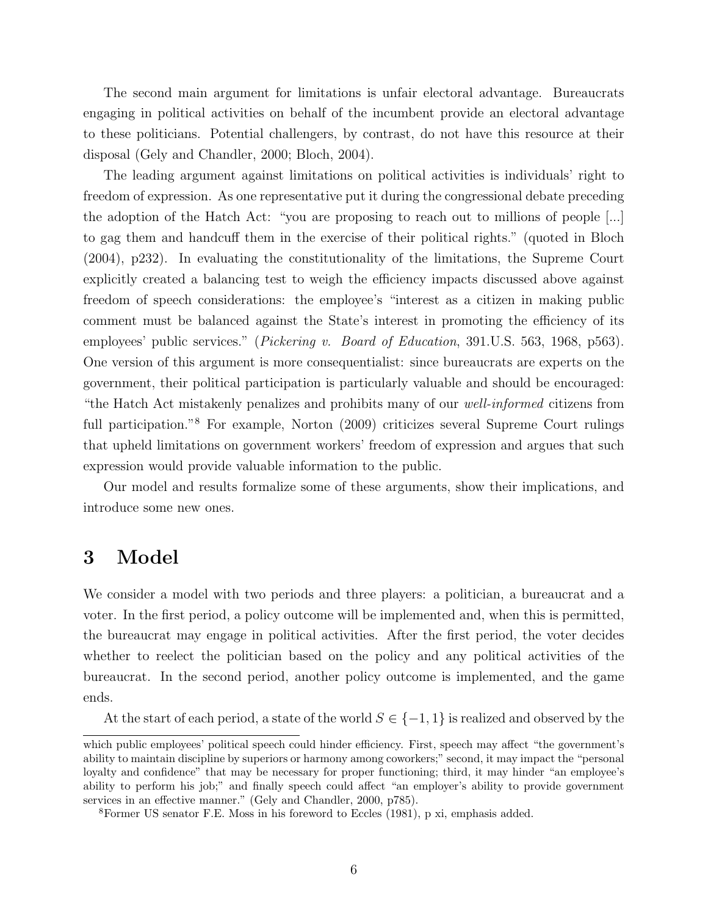The second main argument for limitations is unfair electoral advantage. Bureaucrats engaging in political activities on behalf of the incumbent provide an electoral advantage to these politicians. Potential challengers, by contrast, do not have this resource at their disposal (Gely and Chandler, 2000; Bloch, 2004).

The leading argument against limitations on political activities is individuals' right to freedom of expression. As one representative put it during the congressional debate preceding the adoption of the Hatch Act: "you are proposing to reach out to millions of people [...] to gag them and handcuff them in the exercise of their political rights." (quoted in Bloch (2004), p232). In evaluating the constitutionality of the limitations, the Supreme Court explicitly created a balancing test to weigh the efficiency impacts discussed above against freedom of speech considerations: the employee's "interest as a citizen in making public comment must be balanced against the State's interest in promoting the efficiency of its employees' public services." (*Pickering v. Board of Education*, 391.U.S. 563, 1968, p563). One version of this argument is more consequentialist: since bureaucrats are experts on the government, their political participation is particularly valuable and should be encouraged: "the Hatch Act mistakenly penalizes and prohibits many of our *well-informed* citizens from full participation."[8] For example, Norton (2009) criticizes several Supreme Court rulings that upheld limitations on government workers' freedom of expression and argues that such expression would provide valuable information to the public.

Our model and results formalize some of these arguments, show their implications, and introduce some new ones.

# 3 Model

We consider a model with two periods and three players: a politician, a bureaucrat and a voter. In the first period, a policy outcome will be implemented and, when this is permitted, the bureaucrat may engage in political activities. After the first period, the voter decides whether to reelect the politician based on the policy and any political activities of the bureaucrat. In the second period, another policy outcome is implemented, and the game ends.

At the start of each period, a state of the world $S \in \{-1, 1\}$ is realized and observed by the

---

which public employees' political speech could hinder efficiency. First, speech may affect "the government's ability to maintain discipline by superiors or harmony among coworkers;" second, it may impact the "personal loyalty and confidence" that may be necessary for proper functioning; third, it may hinder "an employee's ability to perform his job;" and finally speech could affect "an employer's ability to provide government services in an effective manner." (Gely and Chandler, 2000, p785).

[8] Former US senator F.E. Moss in his foreword to Eccles (1981), p xi, emphasis added.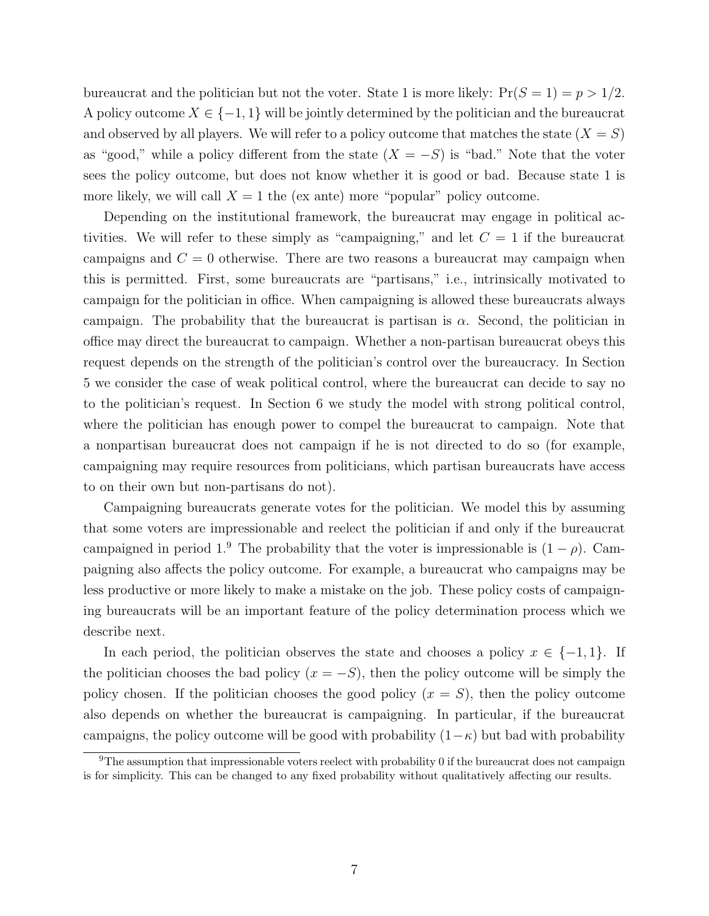bureaucrat and the politician but not the voter. State 1 is more likely: $\Pr(S = 1) = p > 1/2$. A policy outcome $X \in \{-1, 1\}$ will be jointly determined by the politician and the bureaucrat and observed by all players. We will refer to a policy outcome that matches the state ($X = S$) as "good," while a policy different from the state ($X = -S$) is "bad." Note that the voter sees the policy outcome, but does not know whether it is good or bad. Because state 1 is more likely, we will call $X = 1$ the (ex ante) more "popular" policy outcome.

Depending on the institutional framework, the bureaucrat may engage in political activities. We will refer to these simply as "campaigning," and let $C = 1$ if the bureaucrat campaigns and $C = 0$ otherwise. There are two reasons a bureaucrat may campaign when this is permitted. First, some bureaucrats are "partisans," i.e., intrinsically motivated to campaign for the politician in office. When campaigning is allowed these bureaucrats always campaign. The probability that the bureaucrat is partisan is $\alpha$. Second, the politician in office may direct the bureaucrat to campaign. Whether a non-partisan bureaucrat obeys this request depends on the strength of the politician's control over the bureaucracy. In Section 5 we consider the case of weak political control, where the bureaucrat can decide to say no to the politician's request. In Section 6 we study the model with strong political control, where the politician has enough power to compel the bureaucrat to campaign. Note that a nonpartisan bureaucrat does not campaign if he is not directed to do so (for example, campaigning may require resources from politicians, which partisan bureaucrats have access to on their own but non-partisans do not).

Campaigning bureaucrats generate votes for the politician. We model this by assuming that some voters are impressionable and reelect the politician if and only if the bureaucrat campaigned in period 1.[9] The probability that the voter is impressionable is $(1 - \rho)$. Campaigning also affects the policy outcome. For example, a bureaucrat who campaigns may be less productive or more likely to make a mistake on the job. These policy costs of campaigning bureaucrats will be an important feature of the policy determination process which we describe next.

In each period, the politician observes the state and chooses a policy $x \in \{-1, 1\}$. If the politician chooses the bad policy ($x = -S$), then the policy outcome will be simply the policy chosen. If the politician chooses the good policy ($x = S$), then the policy outcome also depends on whether the bureaucrat is campaigning. In particular, if the bureaucrat campaigns, the policy outcome will be good with probability $(1-\kappa)$ but bad with probability

[9] The assumption that impressionable voters reelect with probability 0 if the bureaucrat does not campaign is for simplicity. This can be changed to any fixed probability without qualitatively affecting our results.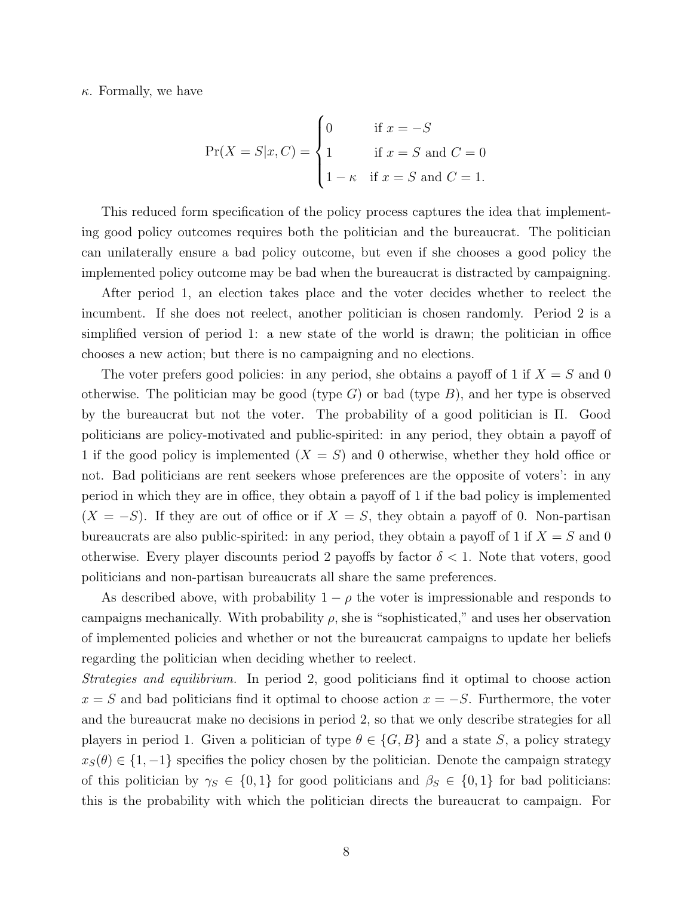$\kappa$. Formally, we have

$$\Pr(X = S|x, C) = \begin{cases} 0 & \text{if } x = -S \\ 1 & \text{if } x = S \text{ and } C = 0 \\ 1 - \kappa & \text{if } x = S \text{ and } C = 1. \end{cases}$$

This reduced form specification of the policy process captures the idea that implementing good policy outcomes requires both the politician and the bureaucrat. The politician can unilaterally ensure a bad policy outcome, but even if she chooses a good policy the implemented policy outcome may be bad when the bureaucrat is distracted by campaigning.

After period 1, an election takes place and the voter decides whether to reelect the incumbent. If she does not reelect, another politician is chosen randomly. Period 2 is a simplified version of period 1: a new state of the world is drawn; the politician in office chooses a new action; but there is no campaigning and no elections.

The voter prefers good policies: in any period, she obtains a payoff of 1 if $X = S$ and 0 otherwise. The politician may be good (type $G$) or bad (type $B$), and her type is observed by the bureaucrat but not the voter. The probability of a good politician is $\Pi$. Good politicians are policy-motivated and public-spirited: in any period, they obtain a payoff of 1 if the good policy is implemented ($X = S$) and 0 otherwise, whether they hold office or not. Bad politicians are rent seekers whose preferences are the opposite of voters': in any period in which they are in office, they obtain a payoff of 1 if the bad policy is implemented ($X = -S$). If they are out of office or if $X = S$, they obtain a payoff of 0. Non-partisan bureaucrats are also public-spirited: in any period, they obtain a payoff of 1 if $X = S$ and 0 otherwise. Every player discounts period 2 payoffs by factor $\delta < 1$. Note that voters, good politicians and non-partisan bureaucrats all share the same preferences.

As described above, with probability $1 - \rho$ the voter is impressionable and responds to campaigns mechanically. With probability $\rho$, she is "sophisticated," and uses her observation of implemented policies and whether or not the bureaucrat campaigns to update her beliefs regarding the politician when deciding whether to reelect.

*Strategies and equilibrium.* In period 2, good politicians find it optimal to choose action $x = S$ and bad politicians find it optimal to choose action $x = -S$. Furthermore, the voter and the bureaucrat make no decisions in period 2, so that we only describe strategies for all players in period 1. Given a politician of type $\theta \in \{G, B\}$ and a state $S$, a policy strategy $x_S(\theta) \in \{1, -1\}$ specifies the policy chosen by the politician. Denote the campaign strategy of this politician by $\gamma_S \in \{0, 1\}$ for good politicians and $\beta_S \in \{0, 1\}$ for bad politicians: this is the probability with which the politician directs the bureaucrat to campaign. For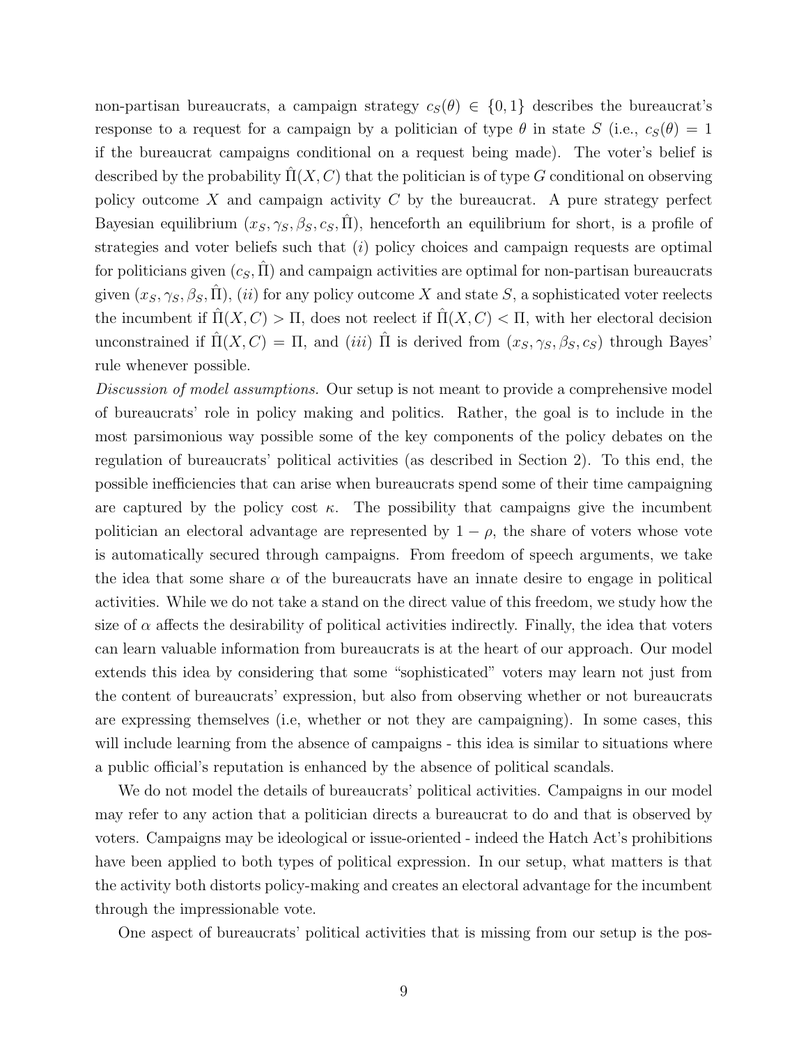non-partisan bureaucrats, a campaign strategy $c_S(\theta) \in \{0, 1\}$ describes the bureaucrat's response to a request for a campaign by a politician of type $\theta$ in state $S$ (i.e., $c_S(\theta) = 1$ if the bureaucrat campaigns conditional on a request being made). The voter's belief is described by the probability $\hat{\Pi}(X, C)$ that the politician is of type $G$ conditional on observing policy outcome $X$ and campaign activity $C$ by the bureaucrat. A pure strategy perfect Bayesian equilibrium $(x_S, \gamma_S, \beta_S, c_S, \hat{\Pi})$, henceforth an equilibrium for short, is a profile of strategies and voter beliefs such that $(i)$ policy choices and campaign requests are optimal for politicians given $(c_S, \hat{\Pi})$ and campaign activities are optimal for non-partisan bureaucrats given $(x_S, \gamma_S, \beta_S, \hat{\Pi})$, $(ii)$ for any policy outcome $X$ and state $S$, a sophisticated voter reelects the incumbent if $\hat{\Pi}(X, C) > \Pi$, does not reelect if $\hat{\Pi}(X, C) < \Pi$, with her electoral decision unconstrained if $\hat{\Pi}(X, C) = \Pi$, and $(iii)$ $\hat{\Pi}$ is derived from $(x_S, \gamma_S, \beta_S, c_S)$ through Bayes' rule whenever possible.

*Discussion of model assumptions.* Our setup is not meant to provide a comprehensive model of bureaucrats' role in policy making and politics. Rather, the goal is to include in the most parsimonious way possible some of the key components of the policy debates on the regulation of bureaucrats' political activities (as described in Section 2). To this end, the possible inefficiencies that can arise when bureaucrats spend some of their time campaigning are captured by the policy cost $\kappa$. The possibility that campaigns give the incumbent politician an electoral advantage are represented by $1 - \rho$, the share of voters whose vote is automatically secured through campaigns. From freedom of speech arguments, we take the idea that some share $\alpha$ of the bureaucrats have an innate desire to engage in political activities. While we do not take a stand on the direct value of this freedom, we study how the size of $\alpha$ affects the desirability of political activities indirectly. Finally, the idea that voters can learn valuable information from bureaucrats is at the heart of our approach. Our model extends this idea by considering that some "sophisticated" voters may learn not just from the content of bureaucrats' expression, but also from observing whether or not bureaucrats are expressing themselves (i.e, whether or not they are campaigning). In some cases, this will include learning from the absence of campaigns - this idea is similar to situations where a public official's reputation is enhanced by the absence of political scandals.

We do not model the details of bureaucrats' political activities. Campaigns in our model may refer to any action that a politician directs a bureaucrat to do and that is observed by voters. Campaigns may be ideological or issue-oriented - indeed the Hatch Act's prohibitions have been applied to both types of political expression. In our setup, what matters is that the activity both distorts policy-making and creates an electoral advantage for the incumbent through the impressionable vote.

One aspect of bureaucrats' political activities that is missing from our setup is the pos-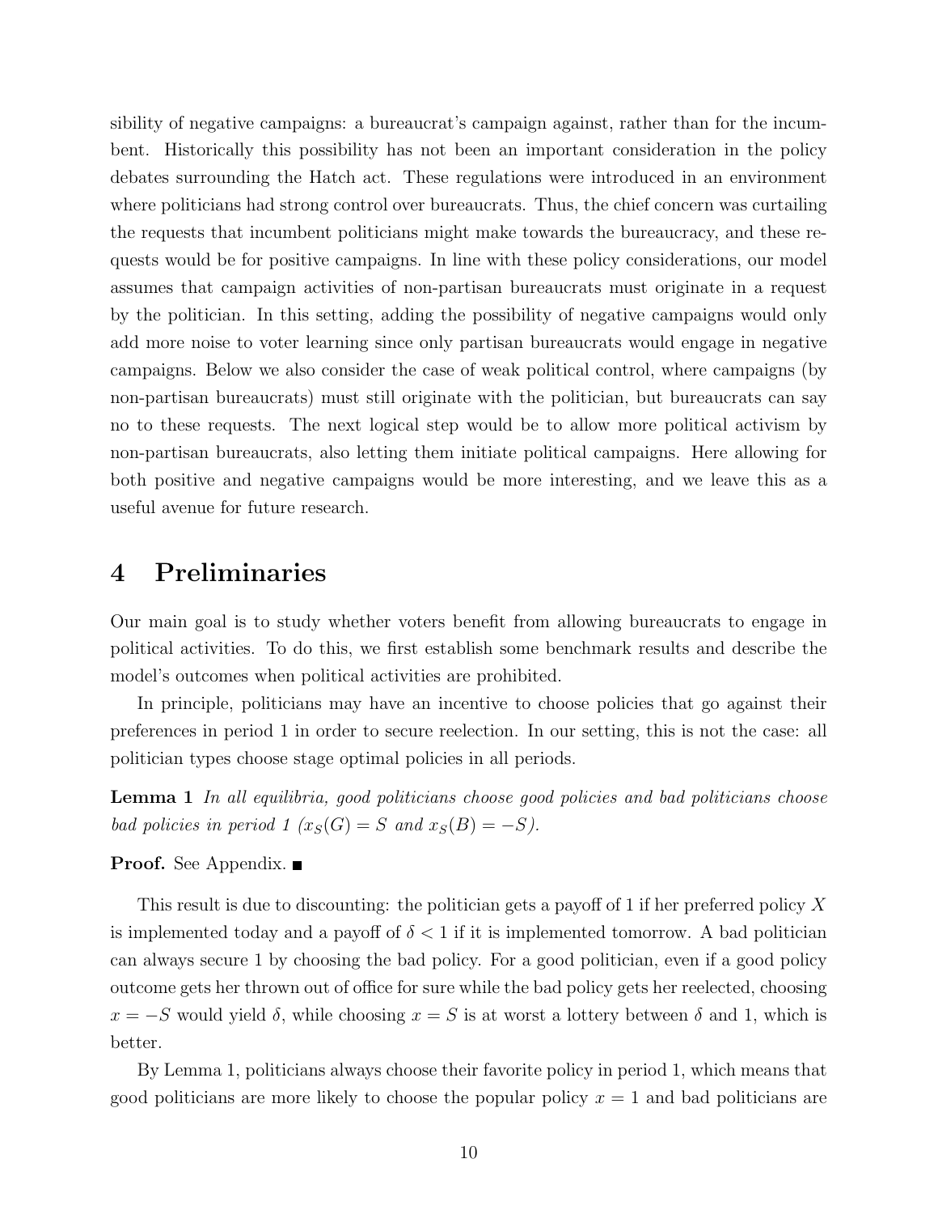sibility of negative campaigns: a bureaucrat's campaign against, rather than for the incumbent. Historically this possibility has not been an important consideration in the policy debates surrounding the Hatch act. These regulations were introduced in an environment where politicians had strong control over bureaucrats. Thus, the chief concern was curtailing the requests that incumbent politicians might make towards the bureaucracy, and these requests would be for positive campaigns. In line with these policy considerations, our model assumes that campaign activities of non-partisan bureaucrats must originate in a request by the politician. In this setting, adding the possibility of negative campaigns would only add more noise to voter learning since only partisan bureaucrats would engage in negative campaigns. Below we also consider the case of weak political control, where campaigns (by non-partisan bureaucrats) must still originate with the politician, but bureaucrats can say no to these requests. The next logical step would be to allow more political activism by non-partisan bureaucrats, also letting them initiate political campaigns. Here allowing for both positive and negative campaigns would be more interesting, and we leave this as a useful avenue for future research.

# 4 Preliminaries

Our main goal is to study whether voters benefit from allowing bureaucrats to engage in political activities. To do this, we first establish some benchmark results and describe the model's outcomes when political activities are prohibited.

In principle, politicians may have an incentive to choose policies that go against their preferences in period 1 in order to secure reelection. In our setting, this is not the case: all politician types choose stage optimal policies in all periods.

**Lemma 1** *In all equilibria, good politicians choose good policies and bad politicians choose bad policies in period 1 ($x_S(G) = S$ and $x_S(B) = -S$).*

**Proof.** See Appendix. ■

This result is due to discounting: the politician gets a payoff of 1 if her preferred policy $X$ is implemented today and a payoff of $\delta < 1$ if it is implemented tomorrow. A bad politician can always secure 1 by choosing the bad policy. For a good politician, even if a good policy outcome gets her thrown out of office for sure while the bad policy gets her reelected, choosing $x = -S$ would yield $\delta$, while choosing $x = S$ is at worst a lottery between $\delta$ and 1, which is better.

By Lemma 1, politicians always choose their favorite policy in period 1, which means that good politicians are more likely to choose the popular policy $x = 1$ and bad politicians are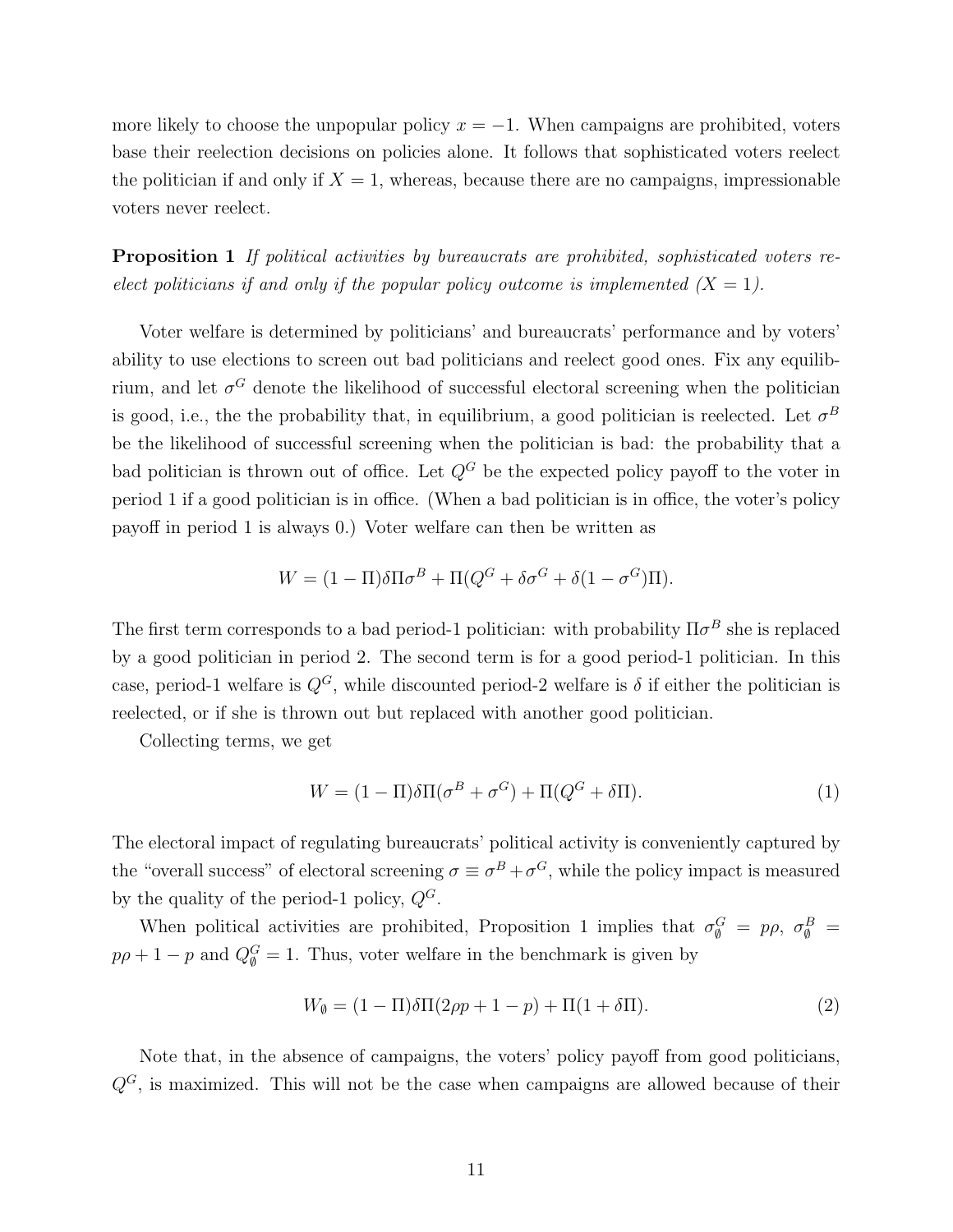more likely to choose the unpopular policy $x = -1$. When campaigns are prohibited, voters base their reelection decisions on policies alone. It follows that sophisticated voters reelect the politician if and only if $X = 1$, whereas, because there are no campaigns, impressionable voters never reelect.

**Proposition 1** *If political activities by bureaucrats are prohibited, sophisticated voters reelect politicians if and only if the popular policy outcome is implemented ($X = 1$).*

Voter welfare is determined by politicians' and bureaucrats' performance and by voters' ability to use elections to screen out bad politicians and reelect good ones. Fix any equilibrium, and let $\sigma^G$ denote the likelihood of successful electoral screening when the politician is good, i.e., the the probability that, in equilibrium, a good politician is reelected. Let $\sigma^B$ be the likelihood of successful screening when the politician is bad: the probability that a bad politician is thrown out of office. Let $Q^G$ be the expected policy payoff to the voter in period 1 if a good politician is in office. (When a bad politician is in office, the voter's policy payoff in period 1 is always 0.) Voter welfare can then be written as

$$W = (1 - \Pi)\delta\Pi\sigma^B + \Pi(Q^G + \delta\sigma^G + \delta(1 - \sigma^G)\Pi).$$

The first term corresponds to a bad period-1 politician: with probability $\Pi\sigma^B$ she is replaced by a good politician in period 2. The second term is for a good period-1 politician. In this case, period-1 welfare is $Q^G$, while discounted period-2 welfare is $\delta$ if either the politician is reelected, or if she is thrown out but replaced with another good politician.

Collecting terms, we get

$$W = (1 - \Pi)\delta\Pi(\sigma^B + \sigma^G) + \Pi(Q^G + \delta\Pi). \tag{1}$$

The electoral impact of regulating bureaucrats' political activity is conveniently captured by the "overall success" of electoral screening $\sigma \equiv \sigma^B + \sigma^G$, while the policy impact is measured by the quality of the period-1 policy, $Q^G$.

When political activities are prohibited, Proposition 1 implies that $\sigma^G_\emptyset = p\rho$, $\sigma^B_\emptyset = p\rho + 1 - p$ and $Q^G_\emptyset = 1$. Thus, voter welfare in the benchmark is given by

$$W_\emptyset = (1 - \Pi)\delta\Pi(2\rho p + 1 - p) + \Pi(1 + \delta\Pi). \tag{2}$$

Note that, in the absence of campaigns, the voters' policy payoff from good politicians, $Q^G$, is maximized. This will not be the case when campaigns are allowed because of their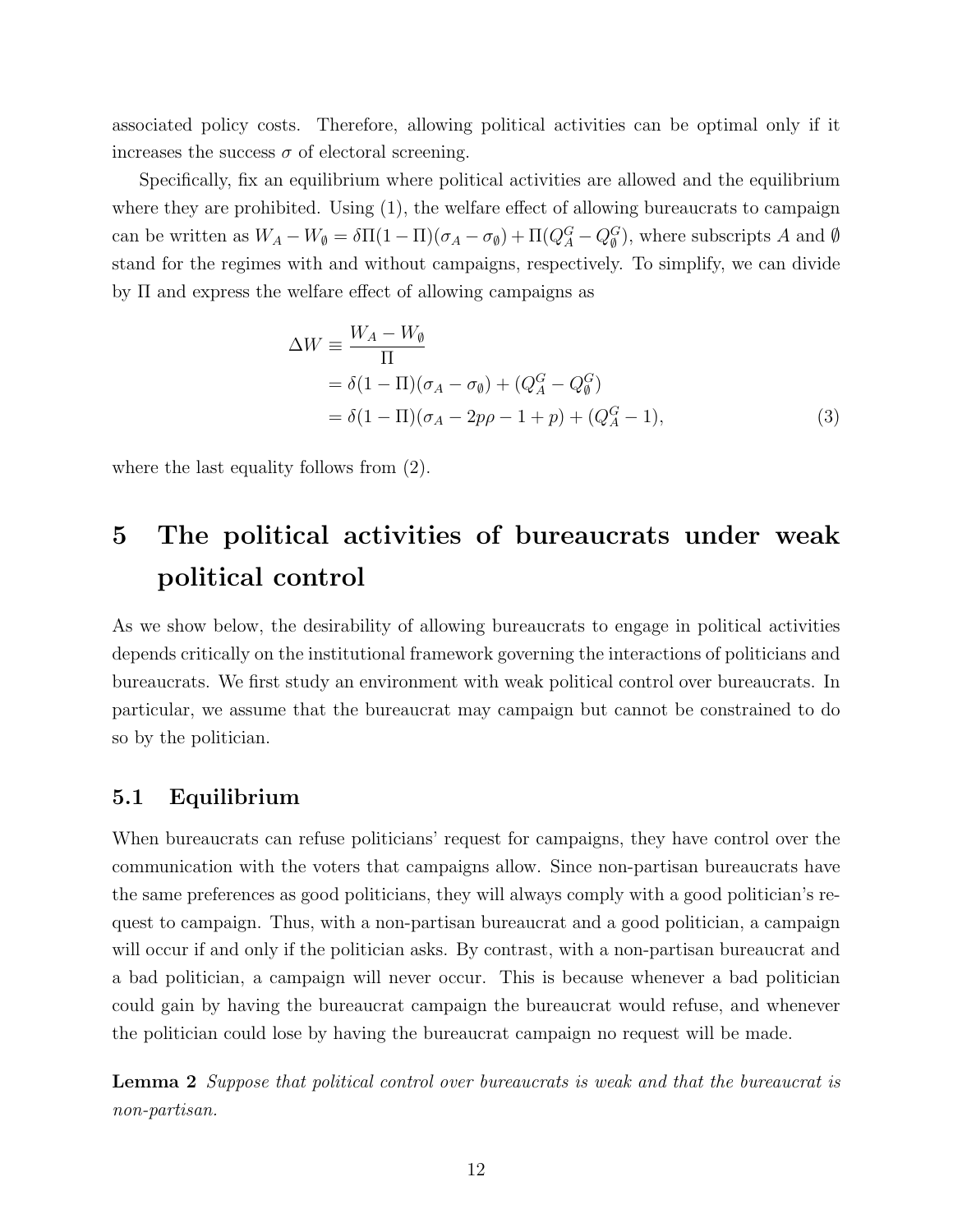associated policy costs. Therefore, allowing political activities can be optimal only if it increases the success $\sigma$ of electoral screening.

Specifically, fix an equilibrium where political activities are allowed and the equilibrium where they are prohibited. Using (1), the welfare effect of allowing bureaucrats to campaign can be written as $W_A - W_\emptyset = \delta\Pi(1-\Pi)(\sigma_A - \sigma_\emptyset) + \Pi(Q_A^G - Q_\emptyset^G)$, where subscripts $A$ and $\emptyset$ stand for the regimes with and without campaigns, respectively. To simplify, we can divide by $\Pi$ and express the welfare effect of allowing campaigns as

$$
\begin{aligned}
\Delta W &\equiv \frac{W_A - W_\emptyset}{\Pi} \\
&= \delta(1-\Pi)(\sigma_A - \sigma_\emptyset) + (Q_A^G - Q_\emptyset^G) \\
&= \delta(1-\Pi)(\sigma_A - 2p\rho - 1 + p) + (Q_A^G - 1), \qquad (3)
\end{aligned}
$$

where the last equality follows from (2).

# 5 The political activities of bureaucrats under weak political control

As we show below, the desirability of allowing bureaucrats to engage in political activities depends critically on the institutional framework governing the interactions of politicians and bureaucrats. We first study an environment with weak political control over bureaucrats. In particular, we assume that the bureaucrat may campaign but cannot be constrained to do so by the politician.

## 5.1 Equilibrium

When bureaucrats can refuse politicians' request for campaigns, they have control over the communication with the voters that campaigns allow. Since non-partisan bureaucrats have the same preferences as good politicians, they will always comply with a good politician's request to campaign. Thus, with a non-partisan bureaucrat and a good politician, a campaign will occur if and only if the politician asks. By contrast, with a non-partisan bureaucrat and a bad politician, a campaign will never occur. This is because whenever a bad politician could gain by having the bureaucrat campaign the bureaucrat would refuse, and whenever the politician could lose by having the bureaucrat campaign no request will be made.

**Lemma 2** *Suppose that political control over bureaucrats is weak and that the bureaucrat is non-partisan.*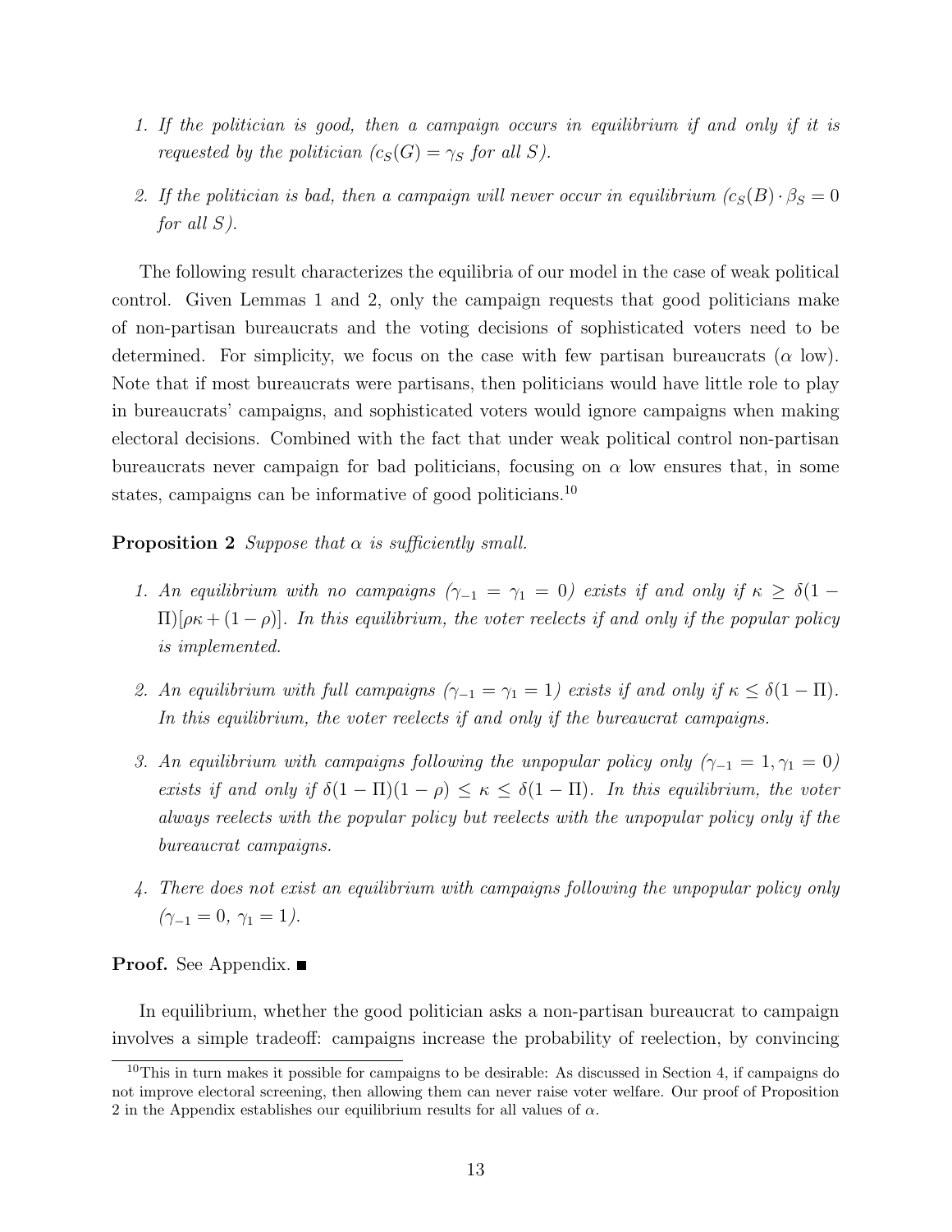1. *If the politician is good, then a campaign occurs in equilibrium if and only if it is requested by the politician ($c_S(G) = \gamma_S$ for all $S$).*

2. *If the politician is bad, then a campaign will never occur in equilibrium ($c_S(B) \cdot \beta_S = 0$ for all $S$).*

The following result characterizes the equilibria of our model in the case of weak political control. Given Lemmas 1 and 2, only the campaign requests that good politicians make of non-partisan bureaucrats and the voting decisions of sophisticated voters need to be determined. For simplicity, we focus on the case with few partisan bureaucrats ($\alpha$ low). Note that if most bureaucrats were partisans, then politicians would have little role to play in bureaucrats' campaigns, and sophisticated voters would ignore campaigns when making electoral decisions. Combined with the fact that under weak political control non-partisan bureaucrats never campaign for bad politicians, focusing on $\alpha$ low ensures that, in some states, campaigns can be informative of good politicians.[10]

**Proposition 2** *Suppose that $\alpha$ is sufficiently small.*

1. *An equilibrium with no campaigns ($\gamma_{-1} = \gamma_1 = 0$) exists if and only if $\kappa \geq \delta(1 - \Pi)[\rho\kappa + (1 - \rho)]$. In this equilibrium, the voter reelects if and only if the popular policy is implemented.*

2. *An equilibrium with full campaigns ($\gamma_{-1} = \gamma_1 = 1$) exists if and only if $\kappa \leq \delta(1 - \Pi)$. In this equilibrium, the voter reelects if and only if the bureaucrat campaigns.*

3. *An equilibrium with campaigns following the unpopular policy only ($\gamma_{-1} = 1, \gamma_1 = 0$) exists if and only if $\delta(1 - \Pi)(1 - \rho) \leq \kappa \leq \delta(1 - \Pi)$. In this equilibrium, the voter always reelects with the popular policy but reelects with the unpopular policy only if the bureaucrat campaigns.*

4. *There does not exist an equilibrium with campaigns following the unpopular policy only ($\gamma_{-1} = 0$, $\gamma_1 = 1$).*

**Proof.** See Appendix. ■

In equilibrium, whether the good politician asks a non-partisan bureaucrat to campaign involves a simple tradeoff: campaigns increase the probability of reelection, by convincing

[10] This in turn makes it possible for campaigns to be desirable: As discussed in Section 4, if campaigns do not improve electoral screening, then allowing them can never raise voter welfare. Our proof of Proposition 2 in the Appendix establishes our equilibrium results for all values of $\alpha$.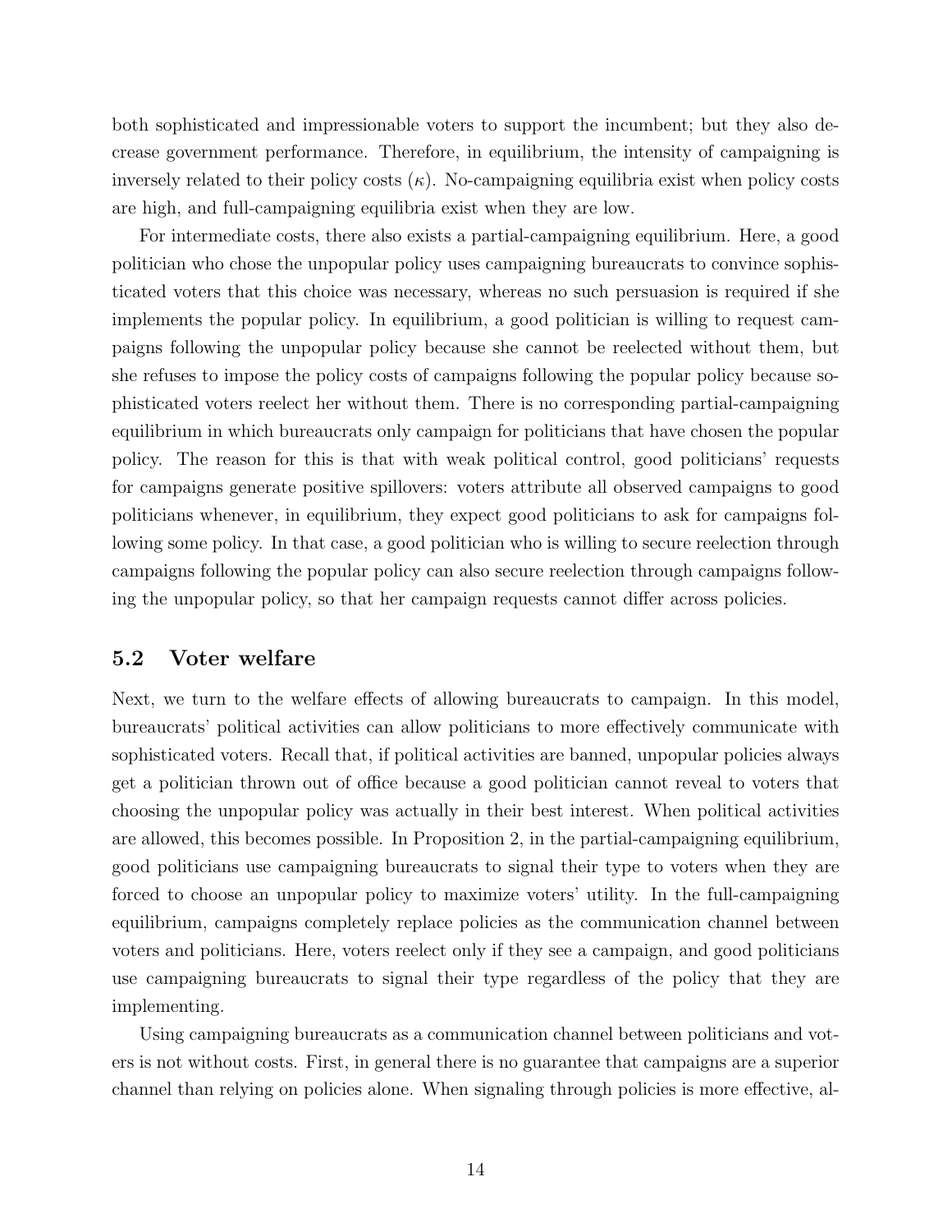both sophisticated and impressionable voters to support the incumbent; but they also decrease government performance. Therefore, in equilibrium, the intensity of campaigning is inversely related to their policy costs ($\kappa$). No-campaigning equilibria exist when policy costs are high, and full-campaigning equilibria exist when they are low.

For intermediate costs, there also exists a partial-campaigning equilibrium. Here, a good politician who chose the unpopular policy uses campaigning bureaucrats to convince sophisticated voters that this choice was necessary, whereas no such persuasion is required if she implements the popular policy. In equilibrium, a good politician is willing to request campaigns following the unpopular policy because she cannot be reelected without them, but she refuses to impose the policy costs of campaigns following the popular policy because sophisticated voters reelect her without them. There is no corresponding partial-campaigning equilibrium in which bureaucrats only campaign for politicians that have chosen the popular policy. The reason for this is that with weak political control, good politicians' requests for campaigns generate positive spillovers: voters attribute all observed campaigns to good politicians whenever, in equilibrium, they expect good politicians to ask for campaigns following some policy. In that case, a good politician who is willing to secure reelection through campaigns following the popular policy can also secure reelection through campaigns following the unpopular policy, so that her campaign requests cannot differ across policies.

## 5.2 Voter welfare

Next, we turn to the welfare effects of allowing bureaucrats to campaign. In this model, bureaucrats' political activities can allow politicians to more effectively communicate with sophisticated voters. Recall that, if political activities are banned, unpopular policies always get a politician thrown out of office because a good politician cannot reveal to voters that choosing the unpopular policy was actually in their best interest. When political activities are allowed, this becomes possible. In Proposition 2, in the partial-campaigning equilibrium, good politicians use campaigning bureaucrats to signal their type to voters when they are forced to choose an unpopular policy to maximize voters' utility. In the full-campaigning equilibrium, campaigns completely replace policies as the communication channel between voters and politicians. Here, voters reelect only if they see a campaign, and good politicians use campaigning bureaucrats to signal their type regardless of the policy that they are implementing.

Using campaigning bureaucrats as a communication channel between politicians and voters is not without costs. First, in general there is no guarantee that campaigns are a superior channel than relying on policies alone. When signaling through policies is more effective, al-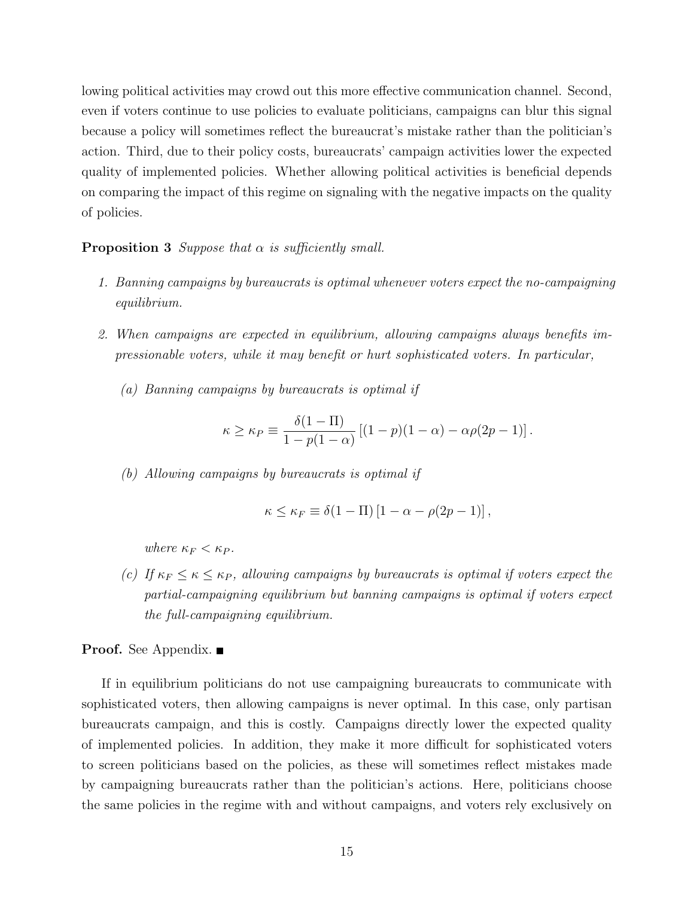lowing political activities may crowd out this more effective communication channel. Second, even if voters continue to use policies to evaluate politicians, campaigns can blur this signal because a policy will sometimes reflect the bureaucrat's mistake rather than the politician's action. Third, due to their policy costs, bureaucrats' campaign activities lower the expected quality of implemented policies. Whether allowing political activities is beneficial depends on comparing the impact of this regime on signaling with the negative impacts on the quality of policies.

**Proposition 3** *Suppose that $\alpha$ is sufficiently small.*

1. *Banning campaigns by bureaucrats is optimal whenever voters expect the no-campaigning equilibrium.*
2. *When campaigns are expected in equilibrium, allowing campaigns always benefits impressionable voters, while it may benefit or hurt sophisticated voters. In particular,*
   
   *(a) Banning campaigns by bureaucrats is optimal if*
   
   $$\kappa \geq \kappa_P \equiv \frac{\delta(1-\Pi)}{1-p(1-\alpha)}\left[(1-p)(1-\alpha) - \alpha\rho(2p-1)\right].$$
   
   *(b) Allowing campaigns by bureaucrats is optimal if*
   
   $$\kappa \leq \kappa_F \equiv \delta(1-\Pi)\left[1-\alpha-\rho(2p-1)\right],$$
   
   *where $\kappa_F < \kappa_P$.*
   
   *(c) If $\kappa_F \leq \kappa \leq \kappa_P$, allowing campaigns by bureaucrats is optimal if voters expect the partial-campaigning equilibrium but banning campaigns is optimal if voters expect the full-campaigning equilibrium.*

**Proof.** See Appendix. ■

If in equilibrium politicians do not use campaigning bureaucrats to communicate with sophisticated voters, then allowing campaigns is never optimal. In this case, only partisan bureaucrats campaign, and this is costly. Campaigns directly lower the expected quality of implemented policies. In addition, they make it more difficult for sophisticated voters to screen politicians based on the policies, as these will sometimes reflect mistakes made by campaigning bureaucrats rather than the politician's actions. Here, politicians choose the same policies in the regime with and without campaigns, and voters rely exclusively on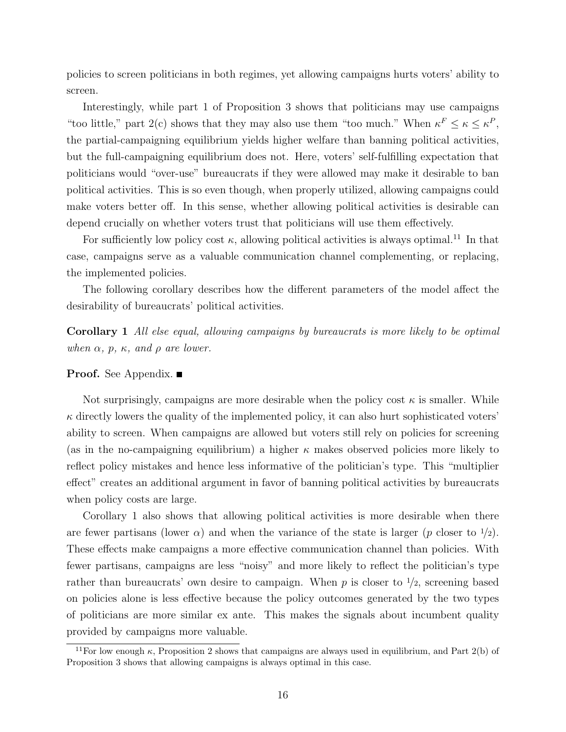policies to screen politicians in both regimes, yet allowing campaigns hurts voters' ability to screen.

Interestingly, while part 1 of Proposition 3 shows that politicians may use campaigns "too little," part 2(c) shows that they may also use them "too much." When $\kappa^F \leq \kappa \leq \kappa^P$, the partial-campaigning equilibrium yields higher welfare than banning political activities, but the full-campaigning equilibrium does not. Here, voters' self-fulfilling expectation that politicians would "over-use" bureaucrats if they were allowed may make it desirable to ban political activities. This is so even though, when properly utilized, allowing campaigns could make voters better off. In this sense, whether allowing political activities is desirable can depend crucially on whether voters trust that politicians will use them effectively.

For sufficiently low policy cost $\kappa$, allowing political activities is always optimal.[11] In that case, campaigns serve as a valuable communication channel complementing, or replacing, the implemented policies.

The following corollary describes how the different parameters of the model affect the desirability of bureaucrats' political activities.

**Corollary 1** *All else equal, allowing campaigns by bureaucrats is more likely to be optimal when $\alpha$, $p$, $\kappa$, and $\rho$ are lower.*

**Proof.** See Appendix. ■

Not surprisingly, campaigns are more desirable when the policy cost $\kappa$ is smaller. While $\kappa$ directly lowers the quality of the implemented policy, it can also hurt sophisticated voters' ability to screen. When campaigns are allowed but voters still rely on policies for screening (as in the no-campaigning equilibrium) a higher $\kappa$ makes observed policies more likely to reflect policy mistakes and hence less informative of the politician's type. This "multiplier effect" creates an additional argument in favor of banning political activities by bureaucrats when policy costs are large.

Corollary 1 also shows that allowing political activities is more desirable when there are fewer partisans (lower $\alpha$) and when the variance of the state is larger ($p$ closer to $1/2$). These effects make campaigns a more effective communication channel than policies. With fewer partisans, campaigns are less "noisy" and more likely to reflect the politician's type rather than bureaucrats' own desire to campaign. When $p$ is closer to $1/2$, screening based on policies alone is less effective because the policy outcomes generated by the two types of politicians are more similar ex ante. This makes the signals about incumbent quality provided by campaigns more valuable.

[11] For low enough $\kappa$, Proposition 2 shows that campaigns are always used in equilibrium, and Part 2(b) of Proposition 3 shows that allowing campaigns is always optimal in this case.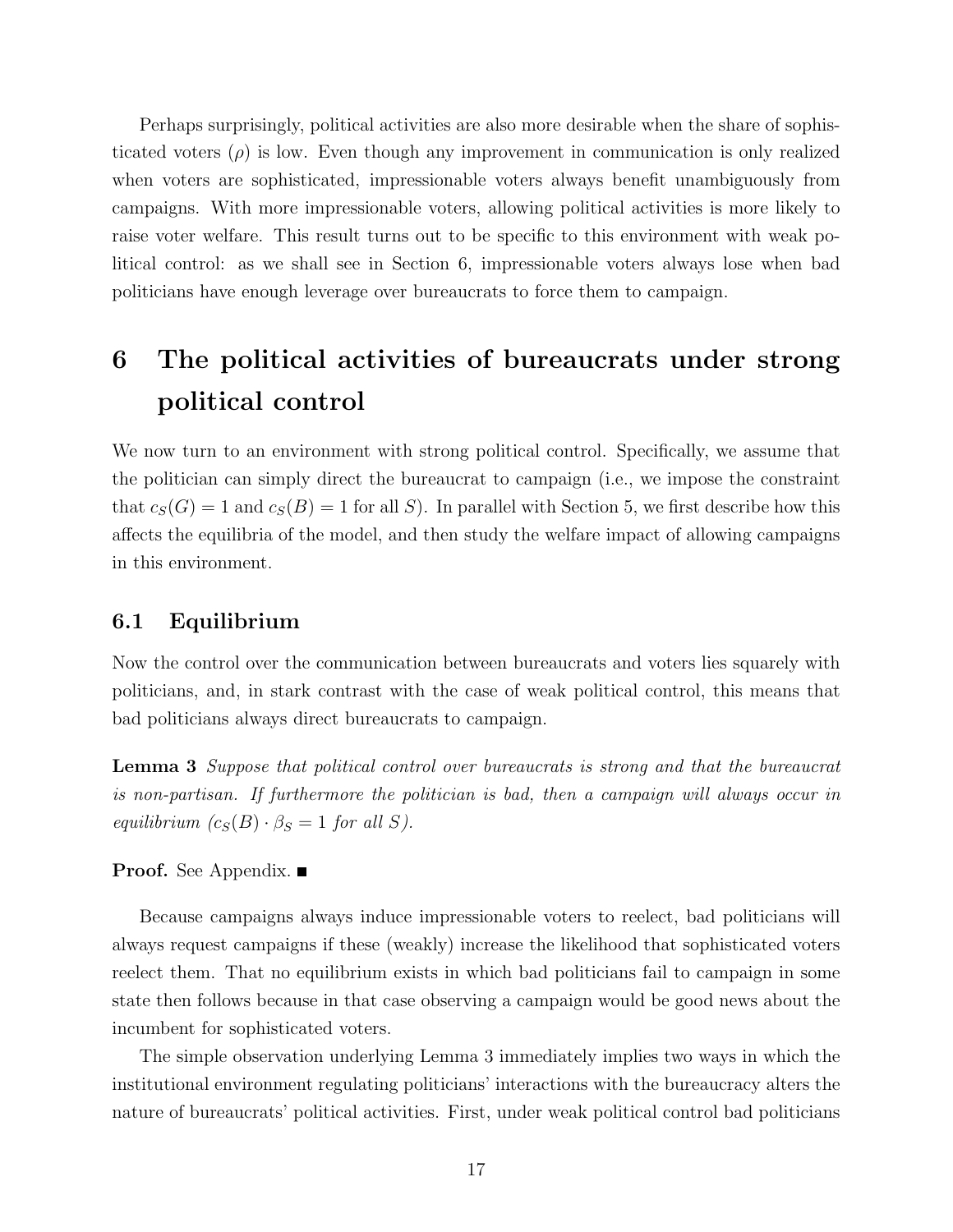Perhaps surprisingly, political activities are also more desirable when the share of sophisticated voters ($\rho$) is low. Even though any improvement in communication is only realized when voters are sophisticated, impressionable voters always benefit unambiguously from campaigns. With more impressionable voters, allowing political activities is more likely to raise voter welfare. This result turns out to be specific to this environment with weak political control: as we shall see in Section 6, impressionable voters always lose when bad politicians have enough leverage over bureaucrats to force them to campaign.

# 6 The political activities of bureaucrats under strong political control

We now turn to an environment with strong political control. Specifically, we assume that the politician can simply direct the bureaucrat to campaign (i.e., we impose the constraint that $c_S(G) = 1$ and $c_S(B) = 1$ for all $S$). In parallel with Section 5, we first describe how this affects the equilibria of the model, and then study the welfare impact of allowing campaigns in this environment.

## 6.1 Equilibrium

Now the control over the communication between bureaucrats and voters lies squarely with politicians, and, in stark contrast with the case of weak political control, this means that bad politicians always direct bureaucrats to campaign.

**Lemma 3** *Suppose that political control over bureaucrats is strong and that the bureaucrat is non-partisan. If furthermore the politician is bad, then a campaign will always occur in equilibrium ($c_S(B) \cdot \beta_S = 1$ for all $S$).*

**Proof.** See Appendix. ■

Because campaigns always induce impressionable voters to reelect, bad politicians will always request campaigns if these (weakly) increase the likelihood that sophisticated voters reelect them. That no equilibrium exists in which bad politicians fail to campaign in some state then follows because in that case observing a campaign would be good news about the incumbent for sophisticated voters.

The simple observation underlying Lemma 3 immediately implies two ways in which the institutional environment regulating politicians' interactions with the bureaucracy alters the nature of bureaucrats' political activities. First, under weak political control bad politicians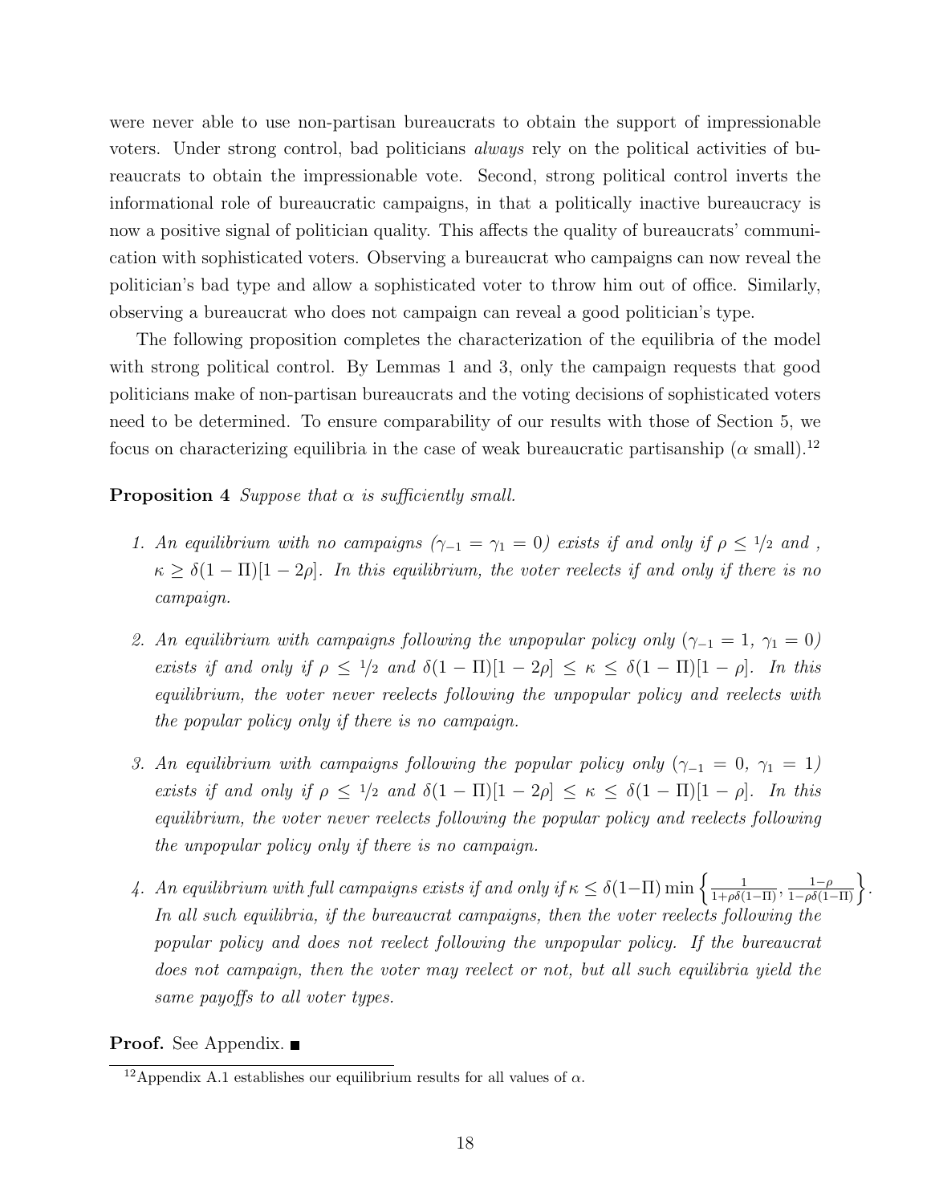were never able to use non-partisan bureaucrats to obtain the support of impressionable voters. Under strong control, bad politicians *always* rely on the political activities of bureaucrats to obtain the impressionable vote. Second, strong political control inverts the informational role of bureaucratic campaigns, in that a politically inactive bureaucracy is now a positive signal of politician quality. This affects the quality of bureaucrats' communication with sophisticated voters. Observing a bureaucrat who campaigns can now reveal the politician's bad type and allow a sophisticated voter to throw him out of office. Similarly, observing a bureaucrat who does not campaign can reveal a good politician's type.

The following proposition completes the characterization of the equilibria of the model with strong political control. By Lemmas 1 and 3, only the campaign requests that good politicians make of non-partisan bureaucrats and the voting decisions of sophisticated voters need to be determined. To ensure comparability of our results with those of Section 5, we focus on characterizing equilibria in the case of weak bureaucratic partisanship ($\alpha$ small).[12]

**Proposition 4** *Suppose that $\alpha$ is sufficiently small.*

1. *An equilibrium with no campaigns ($\gamma_{-1} = \gamma_1 = 0$) exists if and only if $\rho \leq 1/2$ and , $\kappa \geq \delta(1-\Pi)[1-2\rho]$. In this equilibrium, the voter reelects if and only if there is no campaign.*

2. *An equilibrium with campaigns following the unpopular policy only ($\gamma_{-1} = 1$, $\gamma_1 = 0$) exists if and only if $\rho \leq 1/2$ and $\delta(1-\Pi)[1-2\rho] \leq \kappa \leq \delta(1-\Pi)[1-\rho]$. In this equilibrium, the voter never reelects following the unpopular policy and reelects with the popular policy only if there is no campaign.*

3. *An equilibrium with campaigns following the popular policy only ($\gamma_{-1} = 0$, $\gamma_1 = 1$) exists if and only if $\rho \leq 1/2$ and $\delta(1-\Pi)[1-2\rho] \leq \kappa \leq \delta(1-\Pi)[1-\rho]$. In this equilibrium, the voter never reelects following the popular policy and reelects following the unpopular policy only if there is no campaign.*

4. *An equilibrium with full campaigns exists if and only if $\kappa \leq \delta(1-\Pi)\min\left\{\frac{1}{1+\rho\delta(1-\Pi)}, \frac{1-\rho}{1-\rho\delta(1-\Pi)}\right\}$. In all such equilibria, if the bureaucrat campaigns, then the voter reelects following the popular policy and does not reelect following the unpopular policy. If the bureaucrat does not campaign, then the voter may reelect or not, but all such equilibria yield the same payoffs to all voter types.*

**Proof.** See Appendix. ■

[12] Appendix A.1 establishes our equilibrium results for all values of $\alpha$.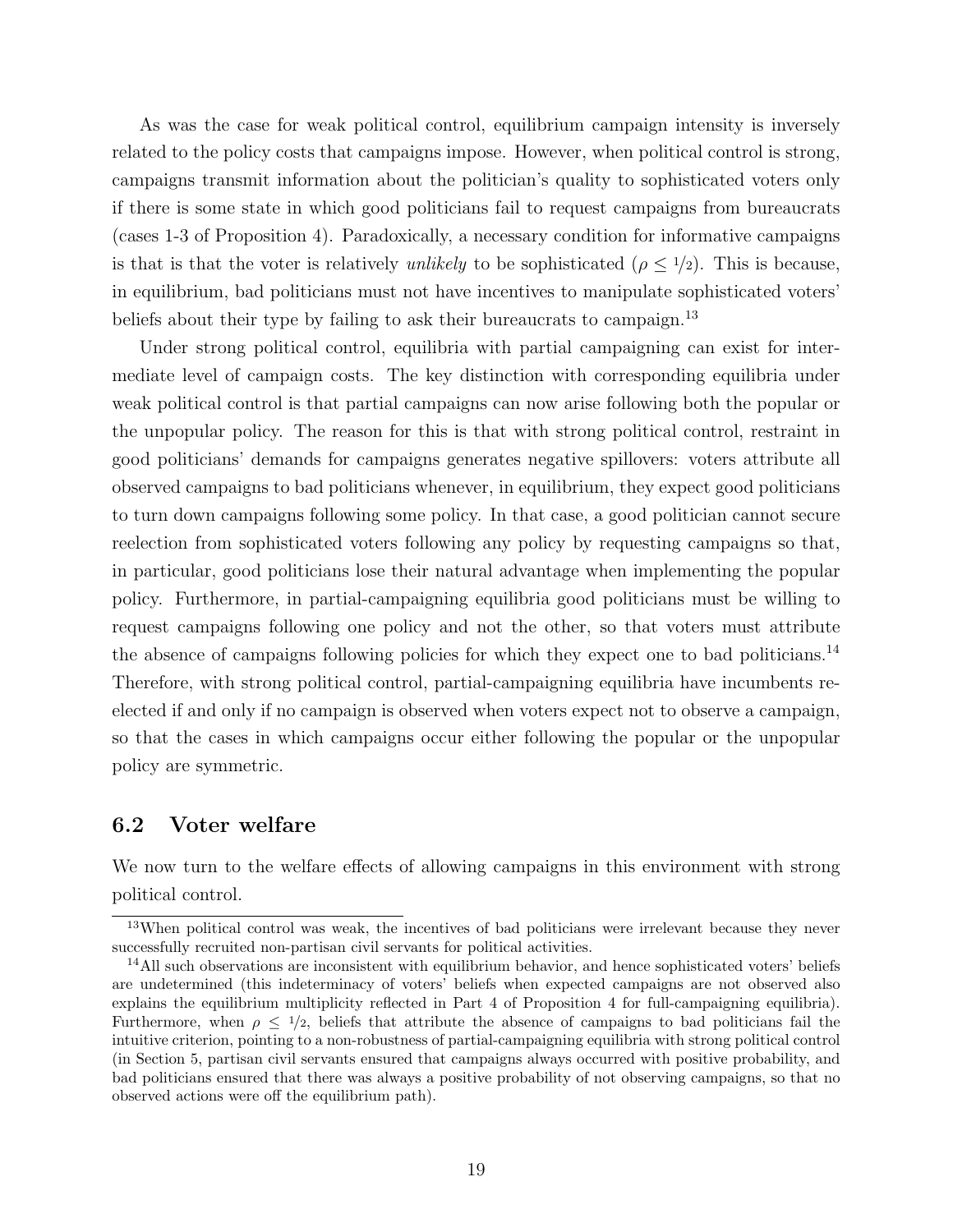As was the case for weak political control, equilibrium campaign intensity is inversely related to the policy costs that campaigns impose. However, when political control is strong, campaigns transmit information about the politician's quality to sophisticated voters only if there is some state in which good politicians fail to request campaigns from bureaucrats (cases 1-3 of Proposition 4). Paradoxically, a necessary condition for informative campaigns is that is that the voter is relatively *unlikely* to be sophisticated ($\rho \leq 1/2$). This is because, in equilibrium, bad politicians must not have incentives to manipulate sophisticated voters' beliefs about their type by failing to ask their bureaucrats to campaign.[13]

Under strong political control, equilibria with partial campaigning can exist for intermediate level of campaign costs. The key distinction with corresponding equilibria under weak political control is that partial campaigns can now arise following both the popular or the unpopular policy. The reason for this is that with strong political control, restraint in good politicians' demands for campaigns generates negative spillovers: voters attribute all observed campaigns to bad politicians whenever, in equilibrium, they expect good politicians to turn down campaigns following some policy. In that case, a good politician cannot secure reelection from sophisticated voters following any policy by requesting campaigns so that, in particular, good politicians lose their natural advantage when implementing the popular policy. Furthermore, in partial-campaigning equilibria good politicians must be willing to request campaigns following one policy and not the other, so that voters must attribute the absence of campaigns following policies for which they expect one to bad politicians.[14] Therefore, with strong political control, partial-campaigning equilibria have incumbents reelected if and only if no campaign is observed when voters expect not to observe a campaign, so that the cases in which campaigns occur either following the popular or the unpopular policy are symmetric.

## 6.2 Voter welfare

We now turn to the welfare effects of allowing campaigns in this environment with strong political control.

[13]When political control was weak, the incentives of bad politicians were irrelevant because they never successfully recruited non-partisan civil servants for political activities.

[14]All such observations are inconsistent with equilibrium behavior, and hence sophisticated voters' beliefs are undetermined (this indeterminacy of voters' beliefs when expected campaigns are not observed also explains the equilibrium multiplicity reflected in Part 4 of Proposition 4 for full-campaigning equilibria). Furthermore, when $\rho \leq 1/2$, beliefs that attribute the absence of campaigns to bad politicians fail the intuitive criterion, pointing to a non-robustness of partial-campaigning equilibria with strong political control (in Section 5, partisan civil servants ensured that campaigns always occurred with positive probability, and bad politicians ensured that there was always a positive probability of not observing campaigns, so that no observed actions were off the equilibrium path).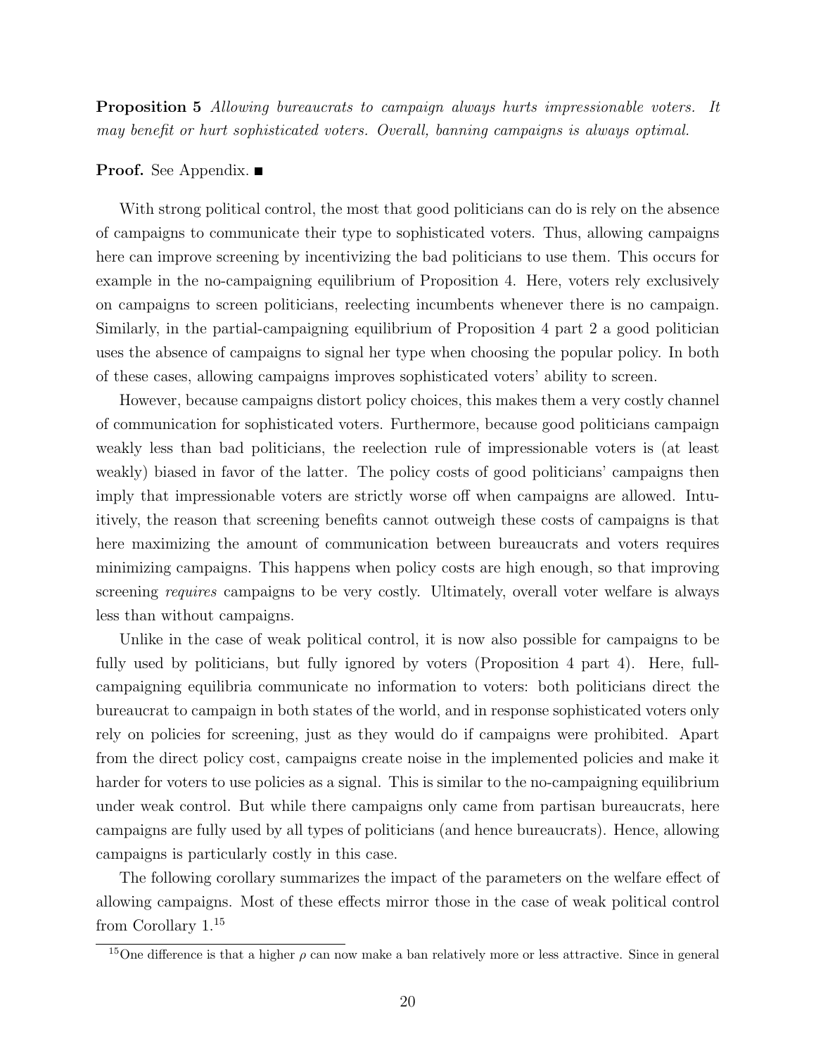**Proposition 5** *Allowing bureaucrats to campaign always hurts impressionable voters. It may benefit or hurt sophisticated voters. Overall, banning campaigns is always optimal.*

**Proof.** See Appendix. ■

With strong political control, the most that good politicians can do is rely on the absence of campaigns to communicate their type to sophisticated voters. Thus, allowing campaigns here can improve screening by incentivizing the bad politicians to use them. This occurs for example in the no-campaigning equilibrium of Proposition 4. Here, voters rely exclusively on campaigns to screen politicians, reelecting incumbents whenever there is no campaign. Similarly, in the partial-campaigning equilibrium of Proposition 4 part 2 a good politician uses the absence of campaigns to signal her type when choosing the popular policy. In both of these cases, allowing campaigns improves sophisticated voters' ability to screen.

However, because campaigns distort policy choices, this makes them a very costly channel of communication for sophisticated voters. Furthermore, because good politicians campaign weakly less than bad politicians, the reelection rule of impressionable voters is (at least weakly) biased in favor of the latter. The policy costs of good politicians' campaigns then imply that impressionable voters are strictly worse off when campaigns are allowed. Intuitively, the reason that screening benefits cannot outweigh these costs of campaigns is that here maximizing the amount of communication between bureaucrats and voters requires minimizing campaigns. This happens when policy costs are high enough, so that improving screening *requires* campaigns to be very costly. Ultimately, overall voter welfare is always less than without campaigns.

Unlike in the case of weak political control, it is now also possible for campaigns to be fully used by politicians, but fully ignored by voters (Proposition 4 part 4). Here, full-campaigning equilibria communicate no information to voters: both politicians direct the bureaucrat to campaign in both states of the world, and in response sophisticated voters only rely on policies for screening, just as they would do if campaigns were prohibited. Apart from the direct policy cost, campaigns create noise in the implemented policies and make it harder for voters to use policies as a signal. This is similar to the no-campaigning equilibrium under weak control. But while there campaigns only came from partisan bureaucrats, here campaigns are fully used by all types of politicians (and hence bureaucrats). Hence, allowing campaigns is particularly costly in this case.

The following corollary summarizes the impact of the parameters on the welfare effect of allowing campaigns. Most of these effects mirror those in the case of weak political control from Corollary 1.[15]

[15] One difference is that a higher $\rho$ can now make a ban relatively more or less attractive. Since in general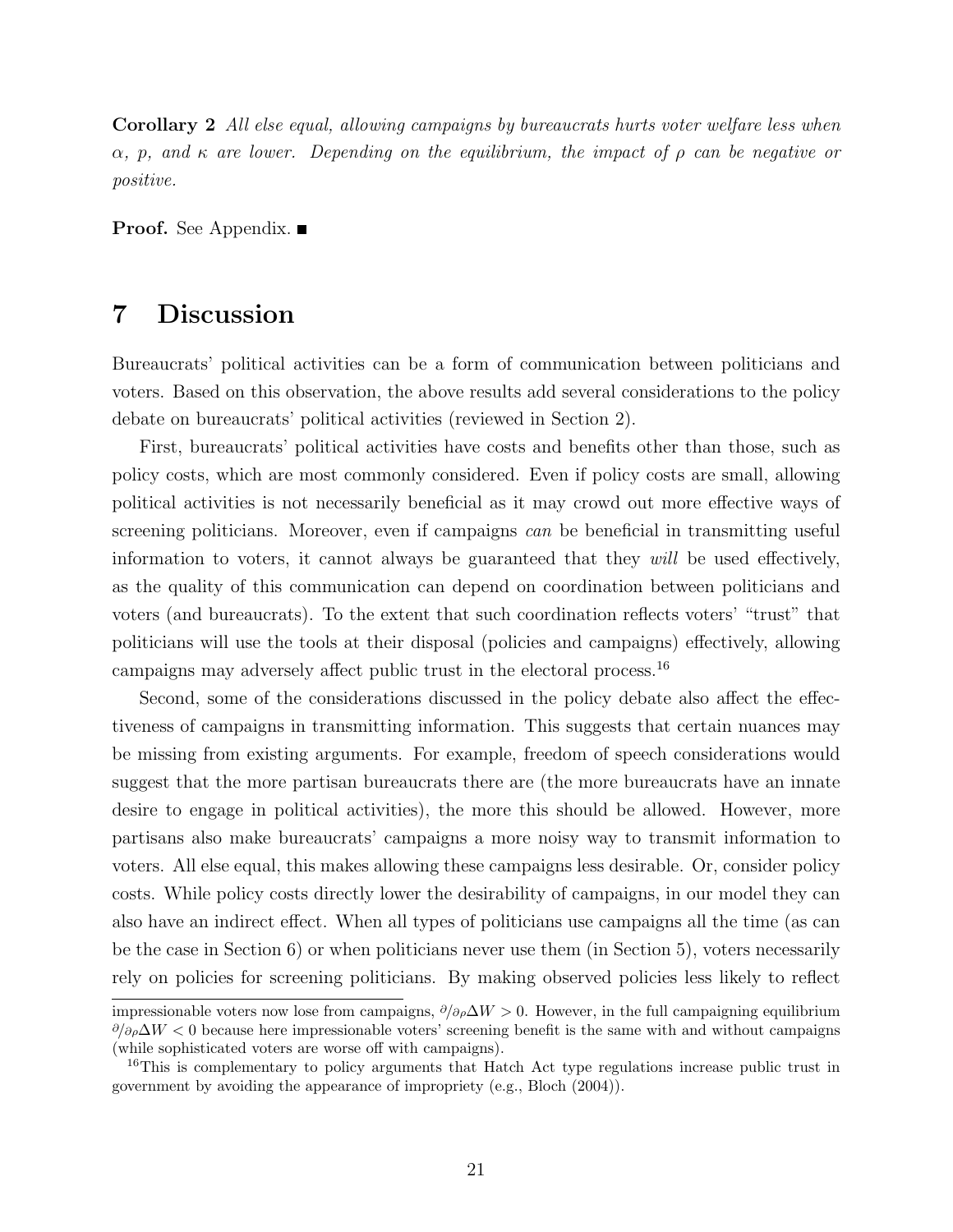**Corollary 2** *All else equal, allowing campaigns by bureaucrats hurts voter welfare less when $\alpha$, $p$, and $\kappa$ are lower. Depending on the equilibrium, the impact of $\rho$ can be negative or positive.*

**Proof.** See Appendix. ■

# 7 Discussion

Bureaucrats' political activities can be a form of communication between politicians and voters. Based on this observation, the above results add several considerations to the policy debate on bureaucrats' political activities (reviewed in Section 2).

First, bureaucrats' political activities have costs and benefits other than those, such as policy costs, which are most commonly considered. Even if policy costs are small, allowing political activities is not necessarily beneficial as it may crowd out more effective ways of screening politicians. Moreover, even if campaigns *can* be beneficial in transmitting useful information to voters, it cannot always be guaranteed that they *will* be used effectively, as the quality of this communication can depend on coordination between politicians and voters (and bureaucrats). To the extent that such coordination reflects voters' "trust" that politicians will use the tools at their disposal (policies and campaigns) effectively, allowing campaigns may adversely affect public trust in the electoral process.[16]

Second, some of the considerations discussed in the policy debate also affect the effectiveness of campaigns in transmitting information. This suggests that certain nuances may be missing from existing arguments. For example, freedom of speech considerations would suggest that the more partisan bureaucrats there are (the more bureaucrats have an innate desire to engage in political activities), the more this should be allowed. However, more partisans also make bureaucrats' campaigns a more noisy way to transmit information to voters. All else equal, this makes allowing these campaigns less desirable. Or, consider policy costs. While policy costs directly lower the desirability of campaigns, in our model they can also have an indirect effect. When all types of politicians use campaigns all the time (as can be the case in Section 6) or when politicians never use them (in Section 5), voters necessarily rely on policies for screening politicians. By making observed policies less likely to reflect

impressionable voters now lose from campaigns, $\partial/\partial\rho \Delta W > 0$. However, in the full campaigning equilibrium $\partial/\partial\rho \Delta W < 0$ because here impressionable voters' screening benefit is the same with and without campaigns (while sophisticated voters are worse off with campaigns).

[16] This is complementary to policy arguments that Hatch Act type regulations increase public trust in government by avoiding the appearance of impropriety (e.g., Bloch (2004)).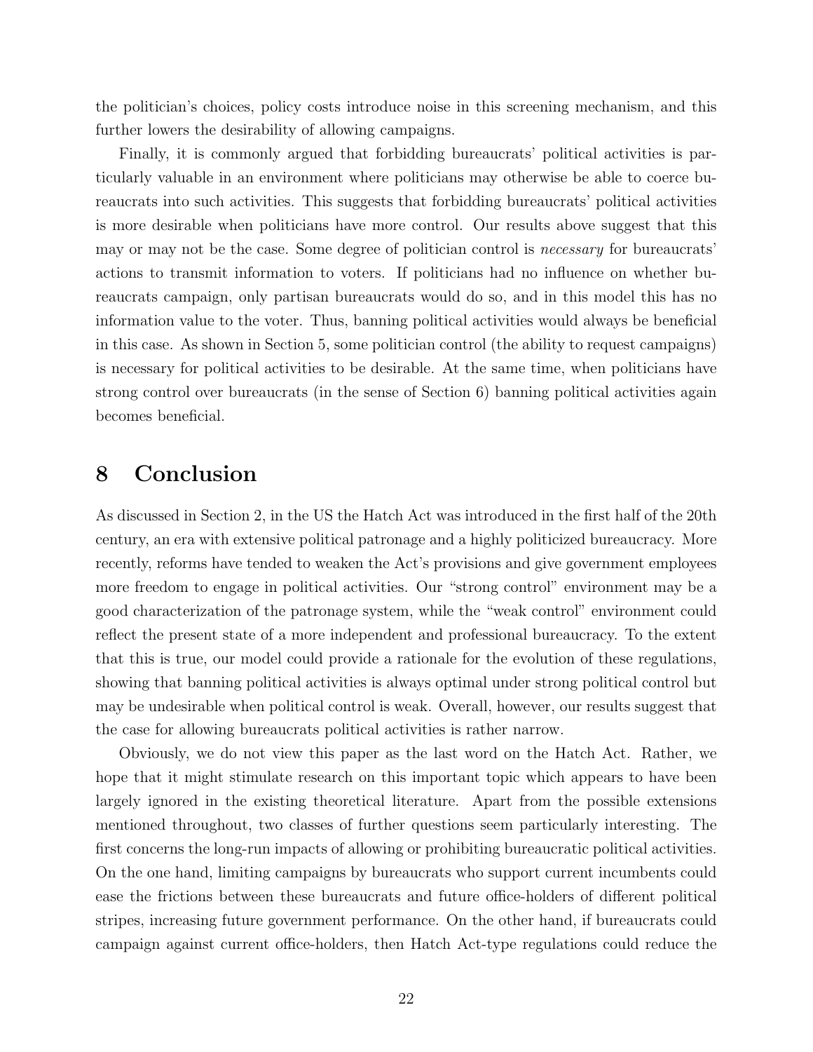the politician's choices, policy costs introduce noise in this screening mechanism, and this further lowers the desirability of allowing campaigns.

Finally, it is commonly argued that forbidding bureaucrats' political activities is particularly valuable in an environment where politicians may otherwise be able to coerce bureaucrats into such activities. This suggests that forbidding bureaucrats' political activities is more desirable when politicians have more control. Our results above suggest that this may or may not be the case. Some degree of politician control is *necessary* for bureaucrats' actions to transmit information to voters. If politicians had no influence on whether bureaucrats campaign, only partisan bureaucrats would do so, and in this model this has no information value to the voter. Thus, banning political activities would always be beneficial in this case. As shown in Section 5, some politician control (the ability to request campaigns) is necessary for political activities to be desirable. At the same time, when politicians have strong control over bureaucrats (in the sense of Section 6) banning political activities again becomes beneficial.

# 8 Conclusion

As discussed in Section 2, in the US the Hatch Act was introduced in the first half of the 20th century, an era with extensive political patronage and a highly politicized bureaucracy. More recently, reforms have tended to weaken the Act's provisions and give government employees more freedom to engage in political activities. Our "strong control" environment may be a good characterization of the patronage system, while the "weak control" environment could reflect the present state of a more independent and professional bureaucracy. To the extent that this is true, our model could provide a rationale for the evolution of these regulations, showing that banning political activities is always optimal under strong political control but may be undesirable when political control is weak. Overall, however, our results suggest that the case for allowing bureaucrats political activities is rather narrow.

Obviously, we do not view this paper as the last word on the Hatch Act. Rather, we hope that it might stimulate research on this important topic which appears to have been largely ignored in the existing theoretical literature. Apart from the possible extensions mentioned throughout, two classes of further questions seem particularly interesting. The first concerns the long-run impacts of allowing or prohibiting bureaucratic political activities. On the one hand, limiting campaigns by bureaucrats who support current incumbents could ease the frictions between these bureaucrats and future office-holders of different political stripes, increasing future government performance. On the other hand, if bureaucrats could campaign against current office-holders, then Hatch Act-type regulations could reduce the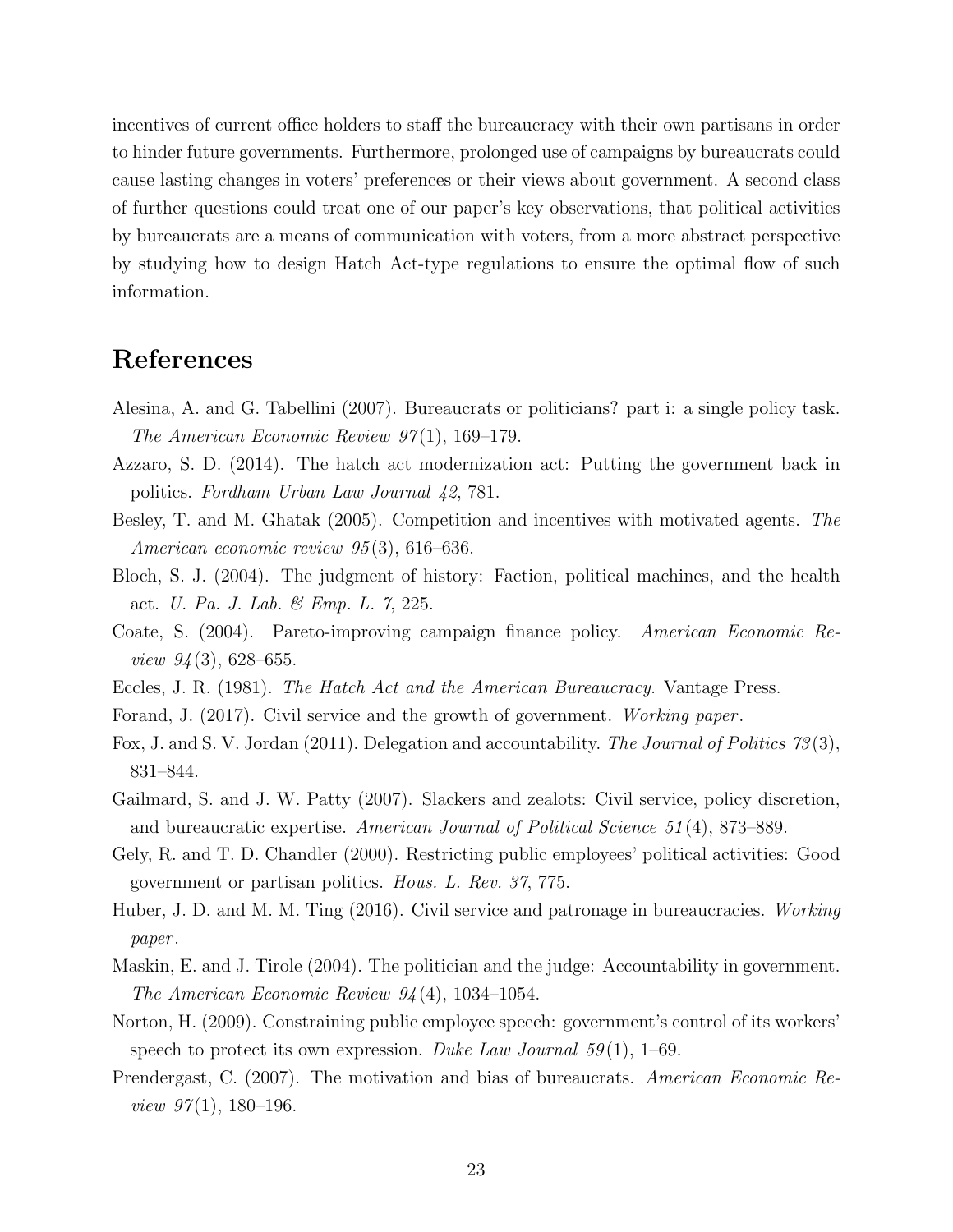incentives of current office holders to staff the bureaucracy with their own partisans in order to hinder future governments. Furthermore, prolonged use of campaigns by bureaucrats could cause lasting changes in voters' preferences or their views about government. A second class of further questions could treat one of our paper's key observations, that political activities by bureaucrats are a means of communication with voters, from a more abstract perspective by studying how to design Hatch Act-type regulations to ensure the optimal flow of such information.

# References

Alesina, A. and G. Tabellini (2007). Bureaucrats or politicians? part i: a single policy task. *The American Economic Review 97*(1), 169–179.

Azzaro, S. D. (2014). The hatch act modernization act: Putting the government back in politics. *Fordham Urban Law Journal 42*, 781.

Besley, T. and M. Ghatak (2005). Competition and incentives with motivated agents. *The American economic review 95*(3), 616–636.

Bloch, S. J. (2004). The judgment of history: Faction, political machines, and the health act. *U. Pa. J. Lab. & Emp. L. 7*, 225.

Coate, S. (2004). Pareto-improving campaign finance policy. *American Economic Review 94*(3), 628–655.

Eccles, J. R. (1981). *The Hatch Act and the American Bureaucracy*. Vantage Press.

Forand, J. (2017). Civil service and the growth of government. *Working paper*.

Fox, J. and S. V. Jordan (2011). Delegation and accountability. *The Journal of Politics 73*(3), 831–844.

Gailmard, S. and J. W. Patty (2007). Slackers and zealots: Civil service, policy discretion, and bureaucratic expertise. *American Journal of Political Science 51*(4), 873–889.

Gely, R. and T. D. Chandler (2000). Restricting public employees' political activities: Good government or partisan politics. *Hous. L. Rev. 37*, 775.

Huber, J. D. and M. M. Ting (2016). Civil service and patronage in bureaucracies. *Working paper*.

Maskin, E. and J. Tirole (2004). The politician and the judge: Accountability in government. *The American Economic Review 94*(4), 1034–1054.

Norton, H. (2009). Constraining public employee speech: government's control of its workers' speech to protect its own expression. *Duke Law Journal 59*(1), 1–69.

Prendergast, C. (2007). The motivation and bias of bureaucrats. *American Economic Review 97*(1), 180–196.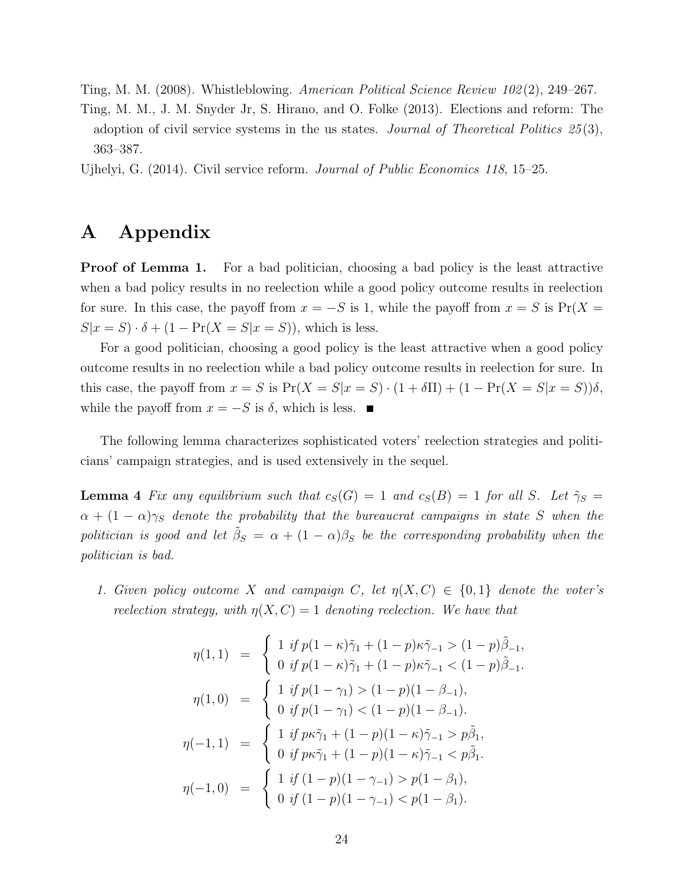Ting, M. M. (2008). Whistleblowing. *American Political Science Review 102*(2), 249–267.

Ting, M. M., J. M. Snyder Jr, S. Hirano, and O. Folke (2013). Elections and reform: The adoption of civil service systems in the us states. *Journal of Theoretical Politics 25*(3), 363–387.

Ujhelyi, G. (2014). Civil service reform. *Journal of Public Economics 118*, 15–25.

# A Appendix

**Proof of Lemma 1.** For a bad politician, choosing a bad policy is the least attractive when a bad policy results in no reelection while a good policy outcome results in reelection for sure. In this case, the payoff from $x = -S$ is 1, while the payoff from $x = S$ is $\Pr(X = S|x = S) \cdot \delta + (1 - \Pr(X = S|x = S))$, which is less.

For a good politician, choosing a good policy is the least attractive when a good policy outcome results in no reelection while a bad policy outcome results in reelection for sure. In this case, the payoff from $x = S$ is $\Pr(X = S|x = S) \cdot (1 + \delta\Pi) + (1 - \Pr(X = S|x = S))\delta$, while the payoff from $x = -S$ is $\delta$, which is less. ■

The following lemma characterizes sophisticated voters' reelection strategies and politicians' campaign strategies, and is used extensively in the sequel.

**Lemma 4** *Fix any equilibrium such that $c_S(G) = 1$ and $c_S(B) = 1$ for all $S$. Let $\tilde{\gamma}_S = \alpha + (1 - \alpha)\gamma_S$ denote the probability that the bureaucrat campaigns in state $S$ when the politician is good and let $\tilde{\beta}_S = \alpha + (1 - \alpha)\beta_S$ be the corresponding probability when the politician is bad.*

1. *Given policy outcome $X$ and campaign $C$, let $\eta(X, C) \in \{0, 1\}$ denote the voter's reelection strategy, with $\eta(X, C) = 1$ denoting reelection. We have that*

$$\eta(1,1) = \begin{cases} 1 \text{ if } p(1-\kappa)\tilde{\gamma}_1 + (1-p)\kappa\tilde{\gamma}_{-1} > (1-p)\tilde{\beta}_{-1}, \\ 0 \text{ if } p(1-\kappa)\tilde{\gamma}_1 + (1-p)\kappa\tilde{\gamma}_{-1} < (1-p)\tilde{\beta}_{-1}. \end{cases}$$

$$\eta(1,0) = \begin{cases} 1 \text{ if } p(1-\gamma_1) > (1-p)(1-\beta_{-1}), \\ 0 \text{ if } p(1-\gamma_1) < (1-p)(1-\beta_{-1}). \end{cases}$$

$$\eta(-1,1) = \begin{cases} 1 \text{ if } p\kappa\tilde{\gamma}_1 + (1-p)(1-\kappa)\tilde{\gamma}_{-1} > p\tilde{\beta}_1, \\ 0 \text{ if } p\kappa\tilde{\gamma}_1 + (1-p)(1-\kappa)\tilde{\gamma}_{-1} < p\tilde{\beta}_1. \end{cases}$$

$$\eta(-1,0) = \begin{cases} 1 \text{ if } (1-p)(1-\gamma_{-1}) > p(1-\beta_1), \\ 0 \text{ if } (1-p)(1-\gamma_{-1}) < p(1-\beta_1). \end{cases}$$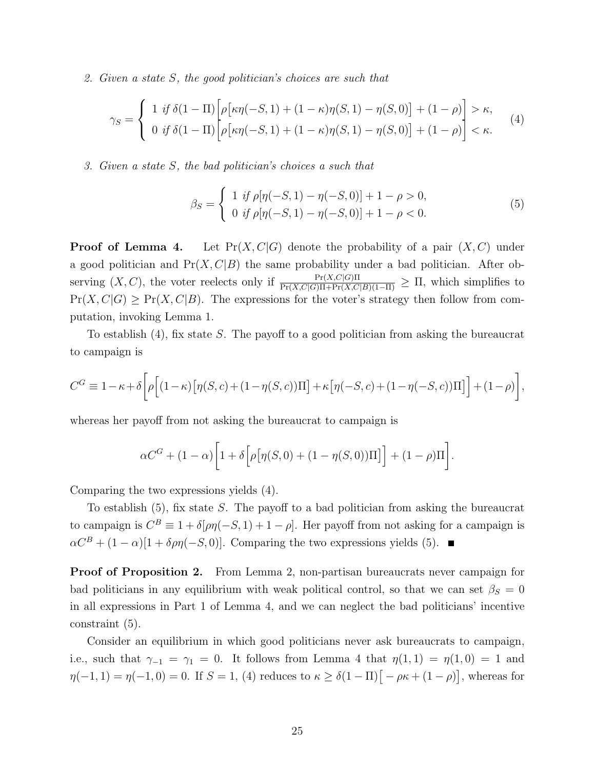2. *Given a state $S$, the good politician's choices are such that*

$$\gamma_S = \begin{cases} 1 \text{ if } \delta(1-\Pi)\Big[\rho\big[\kappa\eta(-S,1)+(1-\kappa)\eta(S,1)-\eta(S,0)\big]+(1-\rho)\Big] > \kappa, \\ 0 \text{ if } \delta(1-\Pi)\Big[\rho\big[\kappa\eta(-S,1)+(1-\kappa)\eta(S,1)-\eta(S,0)\big]+(1-\rho)\Big] < \kappa. \end{cases} \tag{4}$$

3. *Given a state $S$, the bad politician's choices a such that*

$$\beta_S = \begin{cases} 1 \text{ if } \rho[\eta(-S,1)-\eta(-S,0)]+1-\rho > 0, \\ 0 \text{ if } \rho[\eta(-S,1)-\eta(-S,0)]+1-\rho < 0. \end{cases} \tag{5}$$

**Proof of Lemma 4.** Let $\Pr(X,C|G)$ denote the probability of a pair $(X,C)$ under a good politician and $\Pr(X,C|B)$ the same probability under a bad politician. After observing $(X,C)$, the voter reelects only if $\frac{\Pr(X,C|G)\Pi}{\Pr(X,C|G)\Pi+\Pr(X,C|B)(1-\Pi)} \geq \Pi$, which simplifies to $\Pr(X,C|G) \geq \Pr(X,C|B)$. The expressions for the voter's strategy then follow from computation, invoking Lemma 1.

To establish (4), fix state $S$. The payoff to a good politician from asking the bureaucrat to campaign is

$$C^G \equiv 1-\kappa+\delta\Big[\rho\Big[(1-\kappa)\big[\eta(S,c)+(1-\eta(S,c))\Pi\big]+\kappa\big[\eta(-S,c)+(1-\eta(-S,c))\Pi\big]\Big]+(1-\rho)\Big],$$

whereas her payoff from not asking the bureaucrat to campaign is

$$\alpha C^G + (1-\alpha)\Big[1+\delta\Big[\rho\big[\eta(S,0)+(1-\eta(S,0))\Pi\big]\Big]+(1-\rho)\Pi\Big].$$

Comparing the two expressions yields (4).

To establish (5), fix state $S$. The payoff to a bad politician from asking the bureaucrat to campaign is $C^B \equiv 1+\delta[\rho\eta(-S,1)+1-\rho]$. Her payoff from not asking for a campaign is $\alpha C^B + (1-\alpha)[1+\delta\rho\eta(-S,0)]$. Comparing the two expressions yields (5). ■

**Proof of Proposition 2.** From Lemma 2, non-partisan bureaucrats never campaign for bad politicians in any equilibrium with weak political control, so that we can set $\beta_S = 0$ in all expressions in Part 1 of Lemma 4, and we can neglect the bad politicians' incentive constraint (5).

Consider an equilibrium in which good politicians never ask bureaucrats to campaign, i.e., such that $\gamma_{-1} = \gamma_1 = 0$. It follows from Lemma 4 that $\eta(1,1) = \eta(1,0) = 1$ and $\eta(-1,1) = \eta(-1,0) = 0$. If $S = 1$, (4) reduces to $\kappa \geq \delta(1-\Pi)\big[-\rho\kappa+(1-\rho)\big]$, whereas for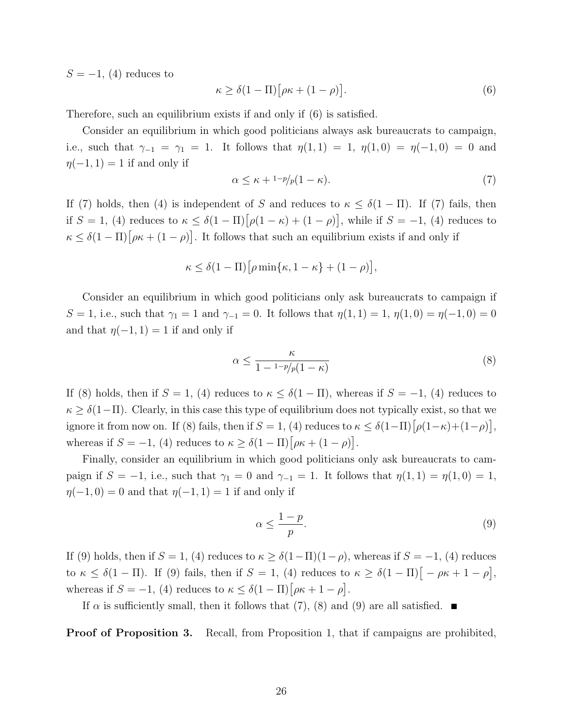$S = -1$, (4) reduces to

$$\kappa \geq \delta(1-\Pi)\big[\rho\kappa + (1-\rho)\big]. \tag{6}$$

Therefore, such an equilibrium exists if and only if (6) is satisfied.

Consider an equilibrium in which good politicians always ask bureaucrats to campaign, i.e., such that $\gamma_{-1} = \gamma_1 = 1$. It follows that $\eta(1,1) = 1$, $\eta(1,0) = \eta(-1,0) = 0$ and $\eta(-1,1) = 1$ if and only if

$$\alpha \leq \kappa + {}^{1-p}/_{p}(1-\kappa). \tag{7}$$

If (7) holds, then (4) is independent of $S$ and reduces to $\kappa \leq \delta(1-\Pi)$. If (7) fails, then if $S = 1$, (4) reduces to $\kappa \leq \delta(1-\Pi)\big[\rho(1-\kappa) + (1-\rho)\big]$, while if $S = -1$, (4) reduces to $\kappa \leq \delta(1-\Pi)\big[\rho\kappa + (1-\rho)\big]$. It follows that such an equilibrium exists if and only if

$$\kappa \leq \delta(1-\Pi)\big[\rho\min\{\kappa, 1-\kappa\} + (1-\rho)\big],$$

Consider an equilibrium in which good politicians only ask bureaucrats to campaign if $S = 1$, i.e., such that $\gamma_1 = 1$ and $\gamma_{-1} = 0$. It follows that $\eta(1,1) = 1$, $\eta(1,0) = \eta(-1,0) = 0$ and that $\eta(-1,1) = 1$ if and only if

$$\alpha \leq \frac{\kappa}{1 - {}^{1-p}/_{p}(1-\kappa)} \tag{8}$$

If (8) holds, then if $S = 1$, (4) reduces to $\kappa \leq \delta(1-\Pi)$, whereas if $S = -1$, (4) reduces to $\kappa \geq \delta(1-\Pi)$. Clearly, in this case this type of equilibrium does not typically exist, so that we ignore it from now on. If (8) fails, then if $S = 1$, (4) reduces to $\kappa \leq \delta(1-\Pi)\big[\rho(1-\kappa)+(1-\rho)\big]$, whereas if $S = -1$, (4) reduces to $\kappa \geq \delta(1-\Pi)\big[\rho\kappa + (1-\rho)\big]$.

Finally, consider an equilibrium in which good politicians only ask bureaucrats to campaign if $S = -1$, i.e., such that $\gamma_1 = 0$ and $\gamma_{-1} = 1$. It follows that $\eta(1,1) = \eta(1,0) = 1$, $\eta(-1,0) = 0$ and that $\eta(-1,1) = 1$ if and only if

$$\alpha \leq \frac{1-p}{p}. \tag{9}$$

If (9) holds, then if $S = 1$, (4) reduces to $\kappa \geq \delta(1-\Pi)(1-\rho)$, whereas if $S = -1$, (4) reduces to $\kappa \leq \delta(1-\Pi)$. If (9) fails, then if $S = 1$, (4) reduces to $\kappa \geq \delta(1-\Pi)\big[-\rho\kappa + 1 - \rho\big]$, whereas if $S = -1$, (4) reduces to $\kappa \leq \delta(1-\Pi)\big[\rho\kappa + 1 - \rho\big]$.

If $\alpha$ is sufficiently small, then it follows that (7), (8) and (9) are all satisfied. ∎

**Proof of Proposition 3.** Recall, from Proposition 1, that if campaigns are prohibited,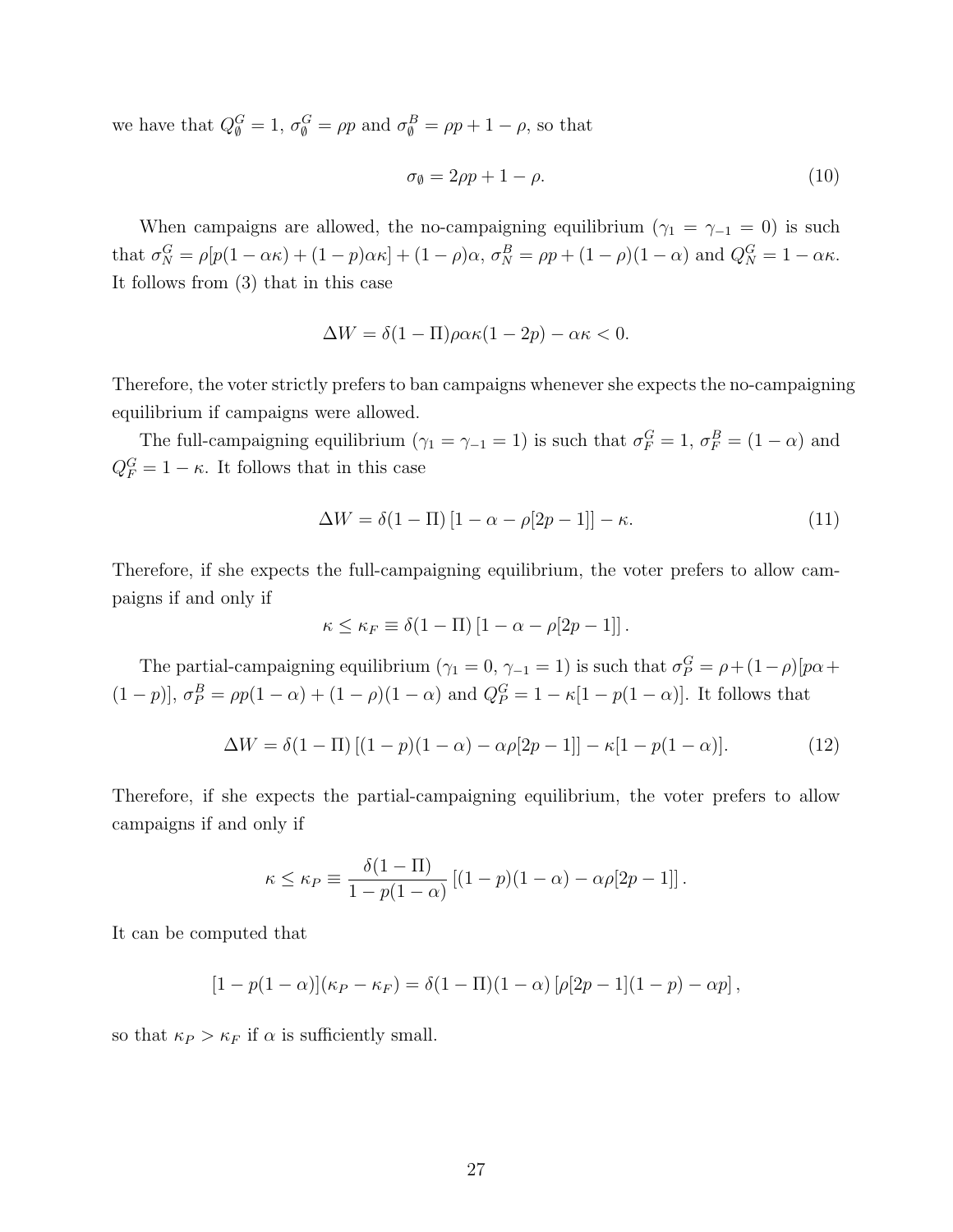we have that $Q^G_\emptyset = 1$, $\sigma^G_\emptyset = \rho p$ and $\sigma^B_\emptyset = \rho p + 1 - \rho$, so that

$$\sigma_\emptyset = 2\rho p + 1 - \rho. \tag{10}$$

When campaigns are allowed, the no-campaigning equilibrium ($\gamma_1 = \gamma_{-1} = 0$) is such that $\sigma^G_N = \rho[p(1-\alpha\kappa) + (1-p)\alpha\kappa] + (1-\rho)\alpha$, $\sigma^B_N = \rho p + (1-\rho)(1-\alpha)$ and $Q^G_N = 1 - \alpha\kappa$. It follows from (3) that in this case

$$\Delta W = \delta(1-\Pi)\rho\alpha\kappa(1-2p) - \alpha\kappa < 0.$$

Therefore, the voter strictly prefers to ban campaigns whenever she expects the no-campaigning equilibrium if campaigns were allowed.

The full-campaigning equilibrium ($\gamma_1 = \gamma_{-1} = 1$) is such that $\sigma^G_F = 1$, $\sigma^B_F = (1-\alpha)$ and $Q^G_F = 1 - \kappa$. It follows that in this case

$$\Delta W = \delta(1-\Pi)\left[1 - \alpha - \rho[2p-1]\right] - \kappa. \tag{11}$$

Therefore, if she expects the full-campaigning equilibrium, the voter prefers to allow campaigns if and only if

$$\kappa \leq \kappa_F \equiv \delta(1-\Pi)\left[1 - \alpha - \rho[2p-1]\right].$$

The partial-campaigning equilibrium ($\gamma_1 = 0$, $\gamma_{-1} = 1$) is such that $\sigma^G_P = \rho + (1-\rho)[p\alpha + (1-p)]$, $\sigma^B_P = \rho p(1-\alpha) + (1-\rho)(1-\alpha)$ and $Q^G_P = 1 - \kappa[1 - p(1-\alpha)]$. It follows that

$$\Delta W = \delta(1-\Pi)\left[(1-p)(1-\alpha) - \alpha\rho[2p-1]\right] - \kappa[1 - p(1-\alpha)]. \tag{12}$$

Therefore, if she expects the partial-campaigning equilibrium, the voter prefers to allow campaigns if and only if

$$\kappa \leq \kappa_P \equiv \frac{\delta(1-\Pi)}{1 - p(1-\alpha)}\left[(1-p)(1-\alpha) - \alpha\rho[2p-1]\right].$$

It can be computed that

$$[1 - p(1-\alpha)](\kappa_P - \kappa_F) = \delta(1-\Pi)(1-\alpha)\left[\rho[2p-1](1-p) - \alpha p\right],$$

so that $\kappa_P > \kappa_F$ if $\alpha$ is sufficiently small.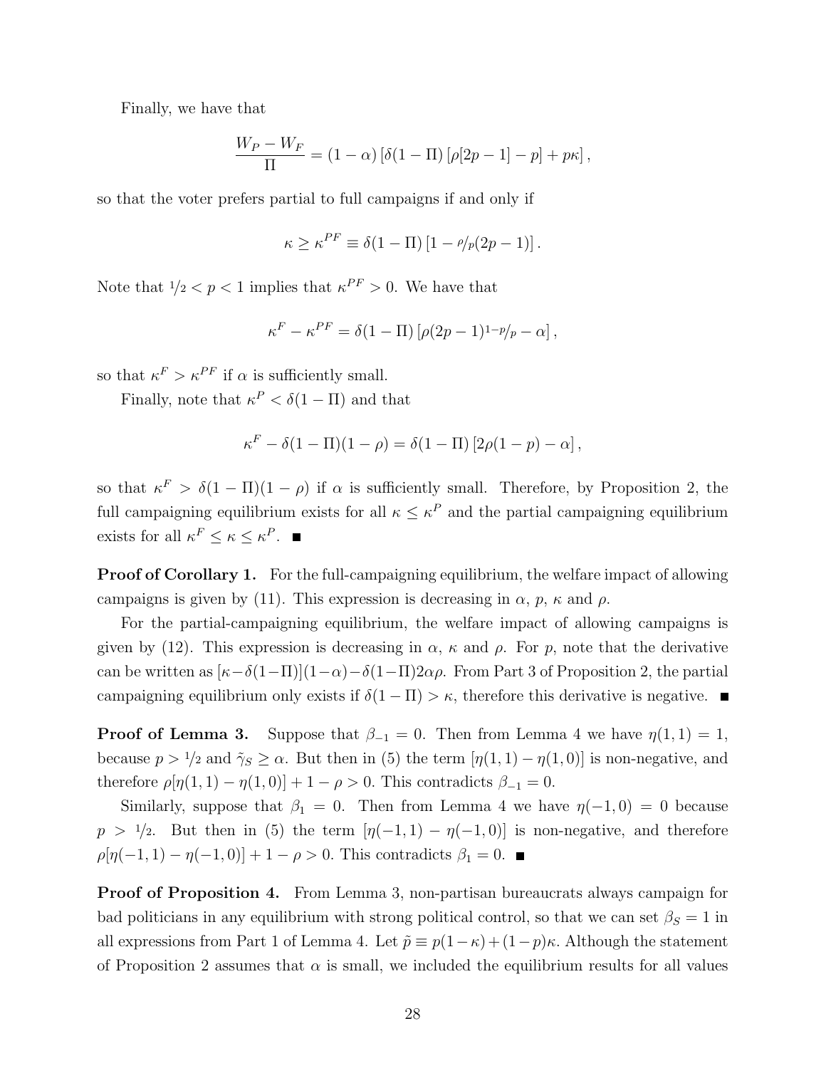Finally, we have that

$$\frac{W_P - W_F}{\Pi} = (1-\alpha)\left[\delta(1-\Pi)\left[\rho[2p-1] - p\right] + p\kappa\right],$$

so that the voter prefers partial to full campaigns if and only if

$$\kappa \geq \kappa^{PF} \equiv \delta(1-\Pi)\left[1 - \rho/p(2p-1)\right].$$

Note that $1/2 < p < 1$ implies that $\kappa^{PF} > 0$. We have that

$$\kappa^F - \kappa^{PF} = \delta(1-\Pi)\left[\rho(2p-1)1-p/p - \alpha\right],$$

so that $\kappa^F > \kappa^{PF}$ if $\alpha$ is sufficiently small.

Finally, note that $\kappa^P < \delta(1-\Pi)$ and that

$$\kappa^F - \delta(1-\Pi)(1-\rho) = \delta(1-\Pi)\left[2\rho(1-p) - \alpha\right],$$

so that $\kappa^F > \delta(1-\Pi)(1-\rho)$ if $\alpha$ is sufficiently small. Therefore, by Proposition 2, the full campaigning equilibrium exists for all $\kappa \leq \kappa^P$ and the partial campaigning equilibrium exists for all $\kappa^F \leq \kappa \leq \kappa^P$. ■

**Proof of Corollary 1.** For the full-campaigning equilibrium, the welfare impact of allowing campaigns is given by (11). This expression is decreasing in $\alpha$, $p$, $\kappa$ and $\rho$.

For the partial-campaigning equilibrium, the welfare impact of allowing campaigns is given by (12). This expression is decreasing in $\alpha$, $\kappa$ and $\rho$. For $p$, note that the derivative can be written as $[\kappa - \delta(1-\Pi)](1-\alpha) - \delta(1-\Pi)2\alpha\rho$. From Part 3 of Proposition 2, the partial campaigning equilibrium only exists if $\delta(1-\Pi) > \kappa$, therefore this derivative is negative. ■

**Proof of Lemma 3.** Suppose that $\beta_{-1} = 0$. Then from Lemma 4 we have $\eta(1,1) = 1$, because $p > 1/2$ and $\tilde{\gamma}_S \geq \alpha$. But then in (5) the term $[\eta(1,1) - \eta(1,0)]$ is non-negative, and therefore $\rho[\eta(1,1) - \eta(1,0)] + 1 - \rho > 0$. This contradicts $\beta_{-1} = 0$.

Similarly, suppose that $\beta_1 = 0$. Then from Lemma 4 we have $\eta(-1,0) = 0$ because $p > 1/2$. But then in (5) the term $[\eta(-1,1) - \eta(-1,0)]$ is non-negative, and therefore $\rho[\eta(-1,1) - \eta(-1,0)] + 1 - \rho > 0$. This contradicts $\beta_1 = 0$. ■

**Proof of Proposition 4.** From Lemma 3, non-partisan bureaucrats always campaign for bad politicians in any equilibrium with strong political control, so that we can set $\beta_S = 1$ in all expressions from Part 1 of Lemma 4. Let $\tilde{p} \equiv p(1-\kappa) + (1-p)\kappa$. Although the statement of Proposition 2 assumes that $\alpha$ is small, we included the equilibrium results for all values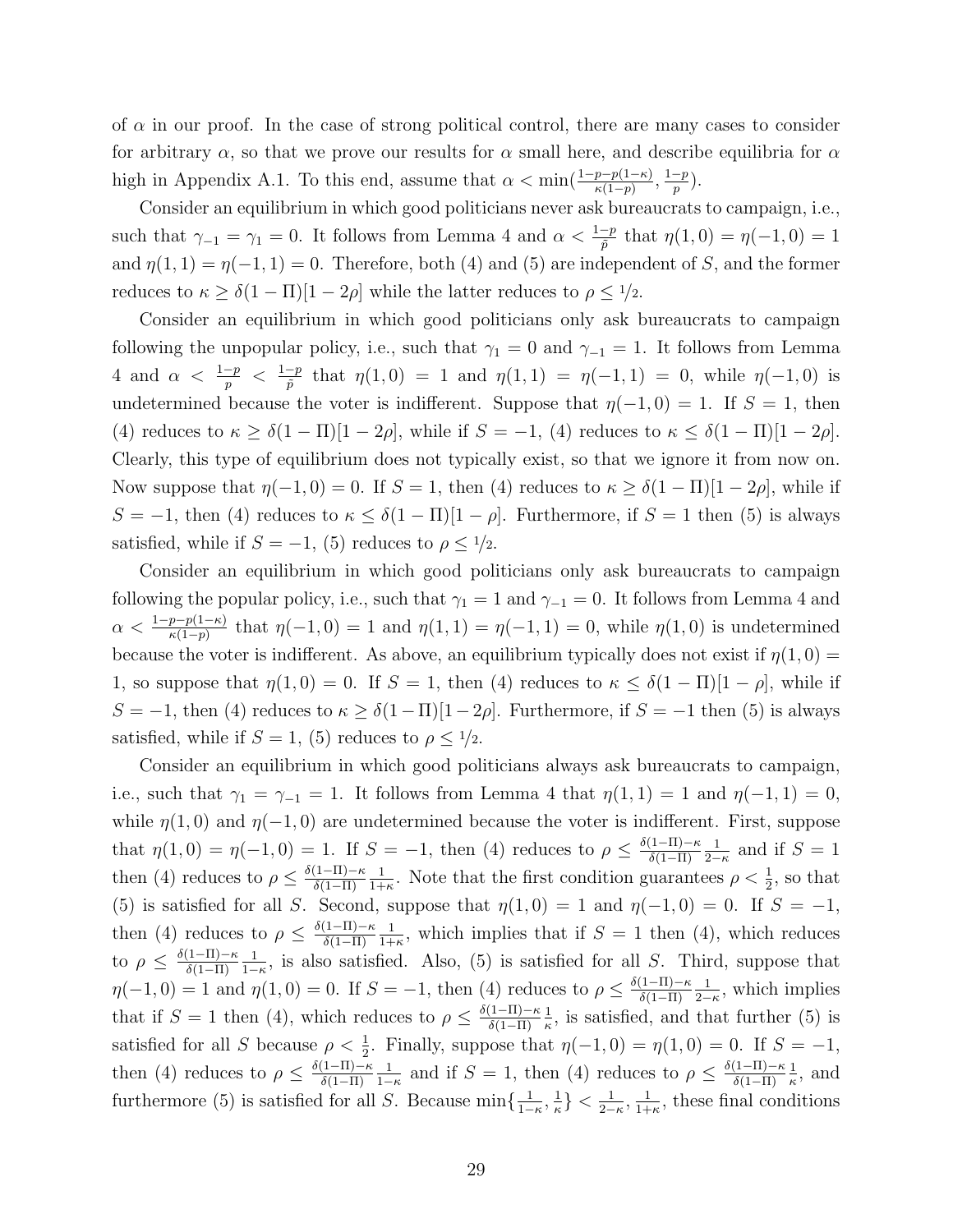of $\alpha$ in our proof. In the case of strong political control, there are many cases to consider for arbitrary $\alpha$, so that we prove our results for $\alpha$ small here, and describe equilibria for $\alpha$ high in Appendix A.1. To this end, assume that $\alpha < \min(\frac{1-p-p(1-\kappa)}{\kappa(1-p)}, \frac{1-p}{p})$.

Consider an equilibrium in which good politicians never ask bureaucrats to campaign, i.e., such that $\gamma_{-1} = \gamma_1 = 0$. It follows from Lemma 4 and $\alpha < \frac{1-p}{\tilde{p}}$ that $\eta(1,0) = \eta(-1,0) = 1$ and $\eta(1,1) = \eta(-1,1) = 0$. Therefore, both (4) and (5) are independent of $S$, and the former reduces to $\kappa \geq \delta(1-\Pi)[1-2\rho]$ while the latter reduces to $\rho \leq 1/2$.

Consider an equilibrium in which good politicians only ask bureaucrats to campaign following the unpopular policy, i.e., such that $\gamma_1 = 0$ and $\gamma_{-1} = 1$. It follows from Lemma 4 and $\alpha < \frac{1-p}{p} < \frac{1-p}{\tilde{p}}$ that $\eta(1,0) = 1$ and $\eta(1,1) = \eta(-1,1) = 0$, while $\eta(-1,0)$ is undetermined because the voter is indifferent. Suppose that $\eta(-1,0) = 1$. If $S = 1$, then (4) reduces to $\kappa \geq \delta(1-\Pi)[1-2\rho]$, while if $S = -1$, (4) reduces to $\kappa \leq \delta(1-\Pi)[1-2\rho]$. Clearly, this type of equilibrium does not typically exist, so that we ignore it from now on. Now suppose that $\eta(-1,0) = 0$. If $S = 1$, then (4) reduces to $\kappa \geq \delta(1-\Pi)[1-2\rho]$, while if $S = -1$, then (4) reduces to $\kappa \leq \delta(1-\Pi)[1-\rho]$. Furthermore, if $S = 1$ then (5) is always satisfied, while if $S = -1$, (5) reduces to $\rho \leq 1/2$.

Consider an equilibrium in which good politicians only ask bureaucrats to campaign following the popular policy, i.e., such that $\gamma_1 = 1$ and $\gamma_{-1} = 0$. It follows from Lemma 4 and $\alpha < \frac{1-p-p(1-\kappa)}{\kappa(1-p)}$ that $\eta(-1,0) = 1$ and $\eta(1,1) = \eta(-1,1) = 0$, while $\eta(1,0)$ is undetermined because the voter is indifferent. As above, an equilibrium typically does not exist if $\eta(1,0) = 1$, so suppose that $\eta(1,0) = 0$. If $S = 1$, then (4) reduces to $\kappa \leq \delta(1-\Pi)[1-\rho]$, while if $S = -1$, then (4) reduces to $\kappa \geq \delta(1-\Pi)[1-2\rho]$. Furthermore, if $S = -1$ then (5) is always satisfied, while if $S = 1$, (5) reduces to $\rho \leq 1/2$.

Consider an equilibrium in which good politicians always ask bureaucrats to campaign, i.e., such that $\gamma_1 = \gamma_{-1} = 1$. It follows from Lemma 4 that $\eta(1,1) = 1$ and $\eta(-1,1) = 0$, while $\eta(1,0)$ and $\eta(-1,0)$ are undetermined because the voter is indifferent. First, suppose that $\eta(1,0) = \eta(-1,0) = 1$. If $S = -1$, then (4) reduces to $\rho \leq \frac{\delta(1-\Pi)-\kappa}{\delta(1-\Pi)}\frac{1}{2-\kappa}$ and if $S = 1$ then (4) reduces to $\rho \leq \frac{\delta(1-\Pi)-\kappa}{\delta(1-\Pi)}\frac{1}{1+\kappa}$. Note that the first condition guarantees $\rho < \frac{1}{2}$, so that (5) is satisfied for all $S$. Second, suppose that $\eta(1,0) = 1$ and $\eta(-1,0) = 0$. If $S = -1$, then (4) reduces to $\rho \leq \frac{\delta(1-\Pi)-\kappa}{\delta(1-\Pi)}\frac{1}{1+\kappa}$, which implies that if $S = 1$ then (4), which reduces to $\rho \leq \frac{\delta(1-\Pi)-\kappa}{\delta(1-\Pi)}\frac{1}{1-\kappa}$, is also satisfied. Also, (5) is satisfied for all $S$. Third, suppose that $\eta(-1,0) = 1$ and $\eta(1,0) = 0$. If $S = -1$, then (4) reduces to $\rho \leq \frac{\delta(1-\Pi)-\kappa}{\delta(1-\Pi)}\frac{1}{2-\kappa}$, which implies that if $S = 1$ then (4), which reduces to $\rho \leq \frac{\delta(1-\Pi)-\kappa}{\delta(1-\Pi)}\frac{1}{\kappa}$, is satisfied, and that further (5) is satisfied for all $S$ because $\rho < \frac{1}{2}$. Finally, suppose that $\eta(-1,0) = \eta(1,0) = 0$. If $S = -1$, then (4) reduces to $\rho \leq \frac{\delta(1-\Pi)-\kappa}{\delta(1-\Pi)}\frac{1}{1-\kappa}$ and if $S = 1$, then (4) reduces to $\rho \leq \frac{\delta(1-\Pi)-\kappa}{\delta(1-\Pi)}\frac{1}{\kappa}$, and furthermore (5) is satisfied for all $S$. Because $\min\{\frac{1}{1-\kappa}, \frac{1}{\kappa}\} < \frac{1}{2-\kappa}, \frac{1}{1+\kappa}$, these final conditions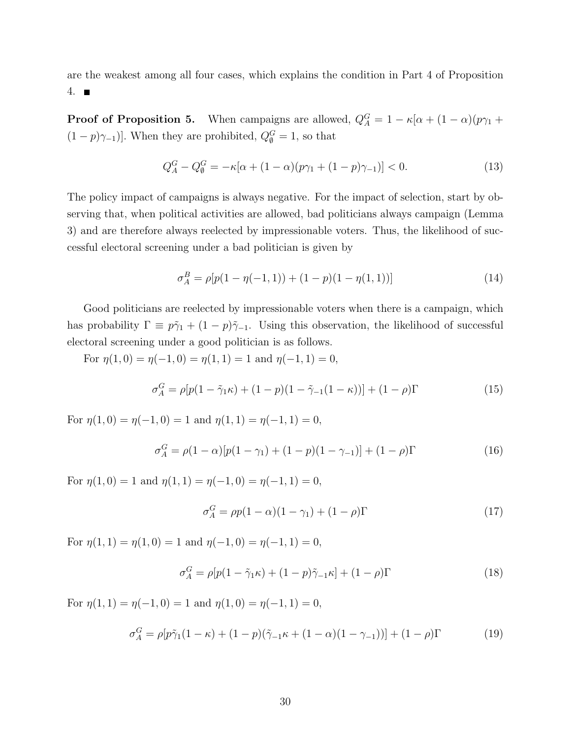are the weakest among all four cases, which explains the condition in Part 4 of Proposition 4. ■

**Proof of Proposition 5.** When campaigns are allowed, $Q_A^G = 1 - \kappa[\alpha + (1-\alpha)(p\gamma_1 + (1-p)\gamma_{-1})]$. When they are prohibited, $Q_\emptyset^G = 1$, so that

$$Q_A^G - Q_\emptyset^G = -\kappa[\alpha + (1-\alpha)(p\gamma_1 + (1-p)\gamma_{-1})] < 0. \tag{13}$$

The policy impact of campaigns is always negative. For the impact of selection, start by observing that, when political activities are allowed, bad politicians always campaign (Lemma 3) and are therefore always reelected by impressionable voters. Thus, the likelihood of successful electoral screening under a bad politician is given by

$$\sigma_A^B = \rho[p(1 - \eta(-1,1)) + (1-p)(1 - \eta(1,1))] \tag{14}$$

Good politicians are reelected by impressionable voters when there is a campaign, which has probability $\Gamma \equiv p\tilde{\gamma}_1 + (1-p)\tilde{\gamma}_{-1}$. Using this observation, the likelihood of successful electoral screening under a good politician is as follows.

For $\eta(1,0) = \eta(-1,0) = \eta(1,1) = 1$ and $\eta(-1,1) = 0$,

$$\sigma_A^G = \rho[p(1 - \tilde{\gamma}_1\kappa) + (1-p)(1 - \tilde{\gamma}_{-1}(1-\kappa))] + (1-\rho)\Gamma \tag{15}$$

For $\eta(1,0) = \eta(-1,0) = 1$ and $\eta(1,1) = \eta(-1,1) = 0$,

$$\sigma_A^G = \rho(1-\alpha)[p(1-\gamma_1) + (1-p)(1-\gamma_{-1})] + (1-\rho)\Gamma \tag{16}$$

For $\eta(1,0) = 1$ and $\eta(1,1) = \eta(-1,0) = \eta(-1,1) = 0$,

$$\sigma_A^G = \rho p(1-\alpha)(1-\gamma_1) + (1-\rho)\Gamma \tag{17}$$

For $\eta(1,1) = \eta(1,0) = 1$ and $\eta(-1,0) = \eta(-1,1) = 0$,

$$\sigma_A^G = \rho[p(1 - \tilde{\gamma}_1\kappa) + (1-p)\tilde{\gamma}_{-1}\kappa] + (1-\rho)\Gamma \tag{18}$$

For $\eta(1,1) = \eta(-1,0) = 1$ and $\eta(1,0) = \eta(-1,1) = 0$,

$$\sigma_A^G = \rho[p\tilde{\gamma}_1(1-\kappa) + (1-p)(\tilde{\gamma}_{-1}\kappa + (1-\alpha)(1-\gamma_{-1}))] + (1-\rho)\Gamma \tag{19}$$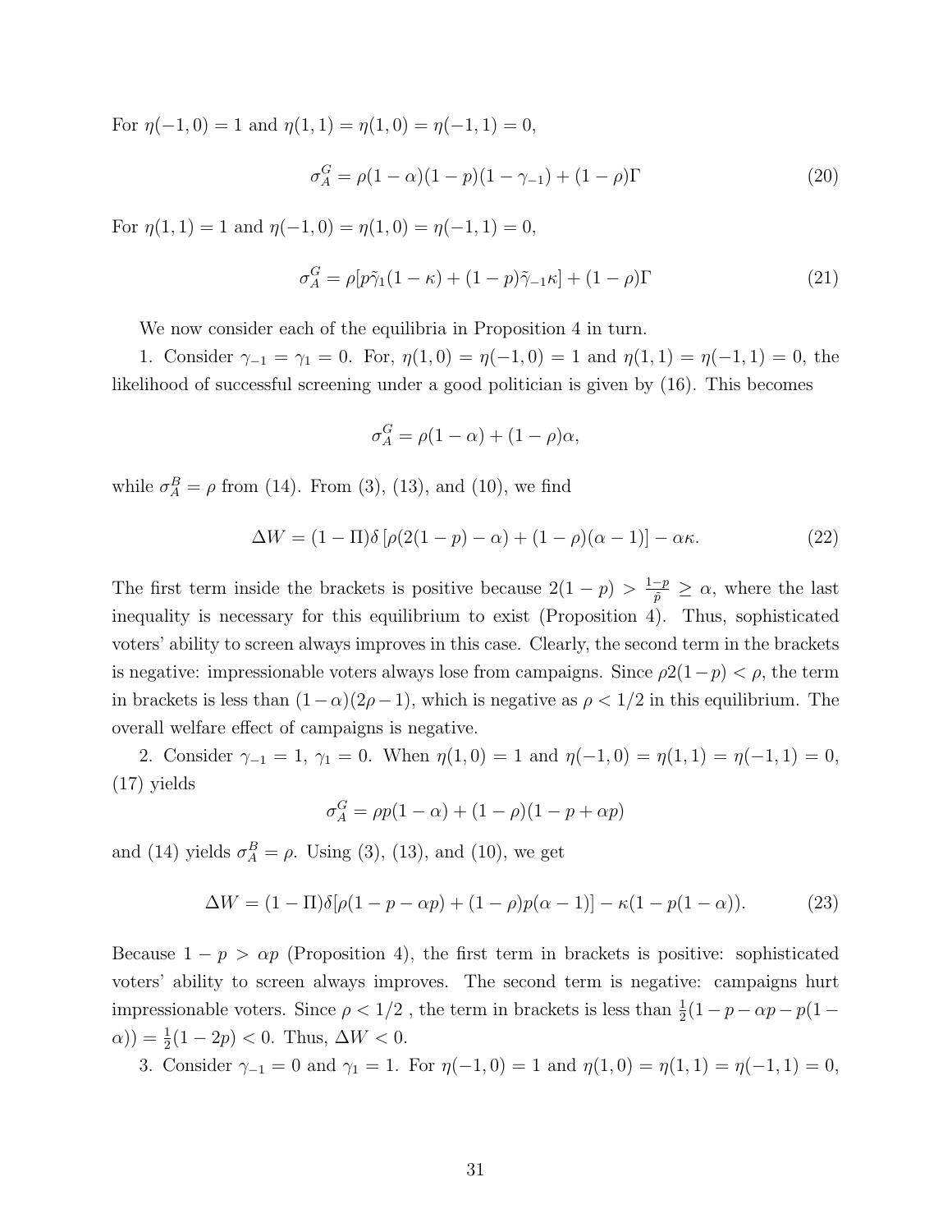For $\eta(-1,0) = 1$ and $\eta(1,1) = \eta(1,0) = \eta(-1,1) = 0$,

$$\sigma_A^G = \rho(1-\alpha)(1-p)(1-\gamma_{-1}) + (1-\rho)\Gamma \tag{20}$$

For $\eta(1,1) = 1$ and $\eta(-1,0) = \eta(1,0) = \eta(-1,1) = 0$,

$$\sigma_A^G = \rho[p\tilde{\gamma}_1(1-\kappa) + (1-p)\tilde{\gamma}_{-1}\kappa] + (1-\rho)\Gamma \tag{21}$$

We now consider each of the equilibria in Proposition 4 in turn.

1. Consider $\gamma_{-1} = \gamma_1 = 0$. For, $\eta(1,0) = \eta(-1,0) = 1$ and $\eta(1,1) = \eta(-1,1) = 0$, the likelihood of successful screening under a good politician is given by (16). This becomes

$$\sigma_A^G = \rho(1-\alpha) + (1-\rho)\alpha,$$

while $\sigma_A^B = \rho$ from (14). From (3), (13), and (10), we find

$$\Delta W = (1-\Pi)\delta\left[\rho(2(1-p)-\alpha) + (1-\rho)(\alpha-1)\right] - \alpha\kappa. \tag{22}$$

The first term inside the brackets is positive because $2(1-p) > \frac{1-p}{\tilde{p}} \geq \alpha$, where the last inequality is necessary for this equilibrium to exist (Proposition 4). Thus, sophisticated voters' ability to screen always improves in this case. Clearly, the second term in the brackets is negative: impressionable voters always lose from campaigns. Since $\rho 2(1-p) < \rho$, the term in brackets is less than $(1-\alpha)(2\rho-1)$, which is negative as $\rho < 1/2$ in this equilibrium. The overall welfare effect of campaigns is negative.

2. Consider $\gamma_{-1} = 1$, $\gamma_1 = 0$. When $\eta(1,0) = 1$ and $\eta(-1,0) = \eta(1,1) = \eta(-1,1) = 0$, (17) yields

$$\sigma_A^G = \rho p(1-\alpha) + (1-\rho)(1-p+\alpha p)$$

and (14) yields $\sigma_A^B = \rho$. Using (3), (13), and (10), we get

$$\Delta W = (1-\Pi)\delta[\rho(1-p-\alpha p) + (1-\rho)p(\alpha-1)] - \kappa(1-p(1-\alpha)). \tag{23}$$

Because $1-p > \alpha p$ (Proposition 4), the first term in brackets is positive: sophisticated voters' ability to screen always improves. The second term is negative: campaigns hurt impressionable voters. Since $\rho < 1/2$ , the term in brackets is less than $\frac{1}{2}(1-p-\alpha p - p(1-\alpha)) = \frac{1}{2}(1-2p) < 0$. Thus, $\Delta W < 0$.

3. Consider $\gamma_{-1} = 0$ and $\gamma_1 = 1$. For $\eta(-1,0) = 1$ and $\eta(1,0) = \eta(1,1) = \eta(-1,1) = 0$,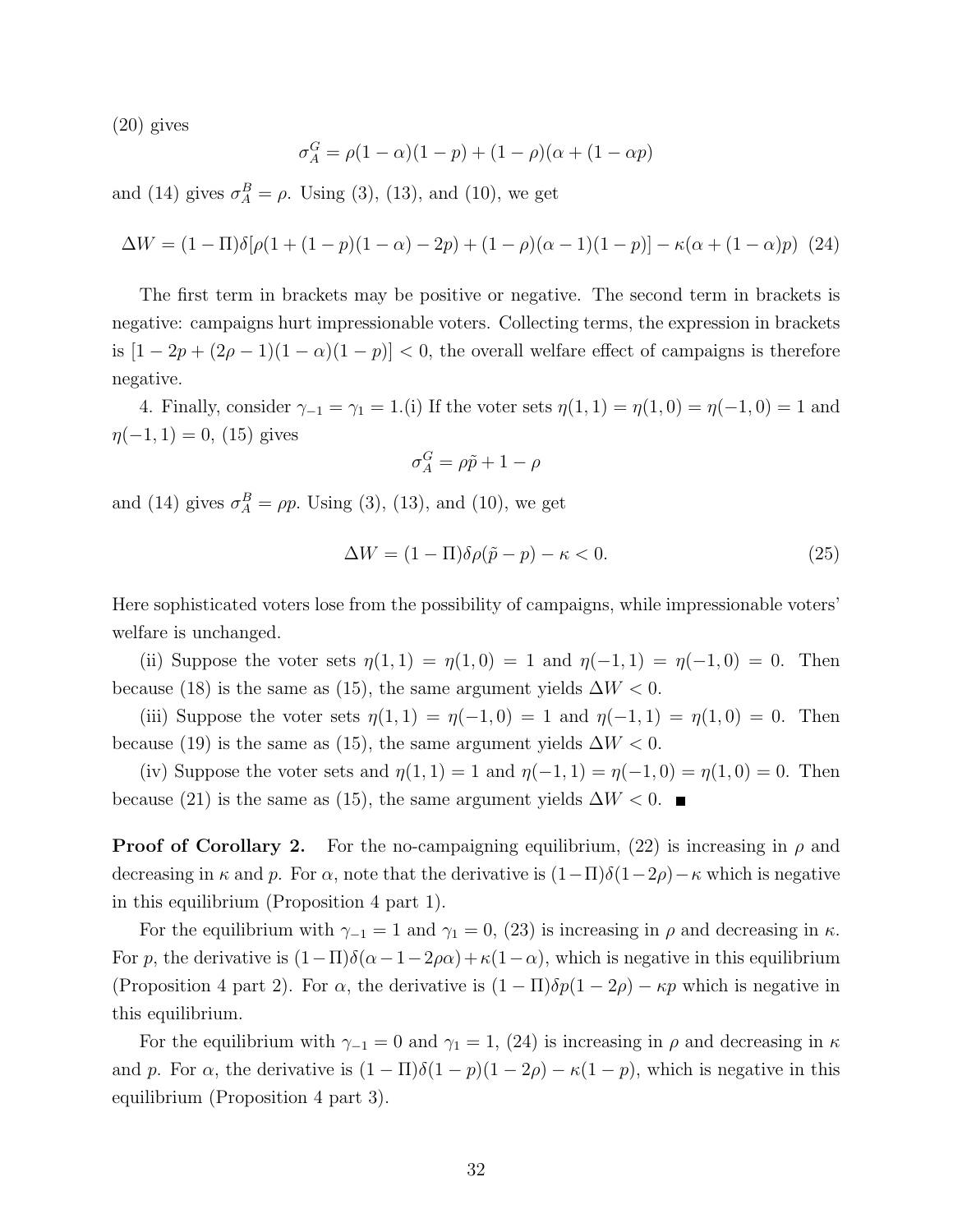(20) gives

$$\sigma_A^G = \rho(1-\alpha)(1-p) + (1-\rho)(\alpha + (1-\alpha p)$$

and (14) gives $\sigma_A^B = \rho$. Using (3), (13), and (10), we get

$$\Delta W = (1-\Pi)\delta[\rho(1+(1-p)(1-\alpha)-2p) + (1-\rho)(\alpha-1)(1-p)] - \kappa(\alpha + (1-\alpha)p) \quad (24)$$

The first term in brackets may be positive or negative. The second term in brackets is negative: campaigns hurt impressionable voters. Collecting terms, the expression in brackets is $[1-2p+(2\rho-1)(1-\alpha)(1-p)] < 0$, the overall welfare effect of campaigns is therefore negative.

4. Finally, consider $\gamma_{-1} = \gamma_1 = 1$.(i) If the voter sets $\eta(1,1) = \eta(1,0) = \eta(-1,0) = 1$ and $\eta(-1,1) = 0$, (15) gives

$$\sigma_A^G = \rho\tilde{p} + 1 - \rho$$

and (14) gives $\sigma_A^B = \rho p$. Using (3), (13), and (10), we get

$$\Delta W = (1-\Pi)\delta\rho(\tilde{p} - p) - \kappa < 0. \quad (25)$$

Here sophisticated voters lose from the possibility of campaigns, while impressionable voters' welfare is unchanged.

(ii) Suppose the voter sets $\eta(1,1) = \eta(1,0) = 1$ and $\eta(-1,1) = \eta(-1,0) = 0$. Then because (18) is the same as (15), the same argument yields $\Delta W < 0$.

(iii) Suppose the voter sets $\eta(1,1) = \eta(-1,0) = 1$ and $\eta(-1,1) = \eta(1,0) = 0$. Then because (19) is the same as (15), the same argument yields $\Delta W < 0$.

(iv) Suppose the voter sets and $\eta(1,1) = 1$ and $\eta(-1,1) = \eta(-1,0) = \eta(1,0) = 0$. Then because (21) is the same as (15), the same argument yields $\Delta W < 0$. ■

**Proof of Corollary 2.** For the no-campaigning equilibrium, (22) is increasing in $\rho$ and decreasing in $\kappa$ and $p$. For $\alpha$, note that the derivative is $(1-\Pi)\delta(1-2\rho) - \kappa$ which is negative in this equilibrium (Proposition 4 part 1).

For the equilibrium with $\gamma_{-1} = 1$ and $\gamma_1 = 0$, (23) is increasing in $\rho$ and decreasing in $\kappa$. For $p$, the derivative is $(1-\Pi)\delta(\alpha - 1 - 2\rho\alpha) + \kappa(1-\alpha)$, which is negative in this equilibrium (Proposition 4 part 2). For $\alpha$, the derivative is $(1-\Pi)\delta p(1-2\rho) - \kappa p$ which is negative in this equilibrium.

For the equilibrium with $\gamma_{-1} = 0$ and $\gamma_1 = 1$, (24) is increasing in $\rho$ and decreasing in $\kappa$ and $p$. For $\alpha$, the derivative is $(1-\Pi)\delta(1-p)(1-2\rho) - \kappa(1-p)$, which is negative in this equilibrium (Proposition 4 part 3).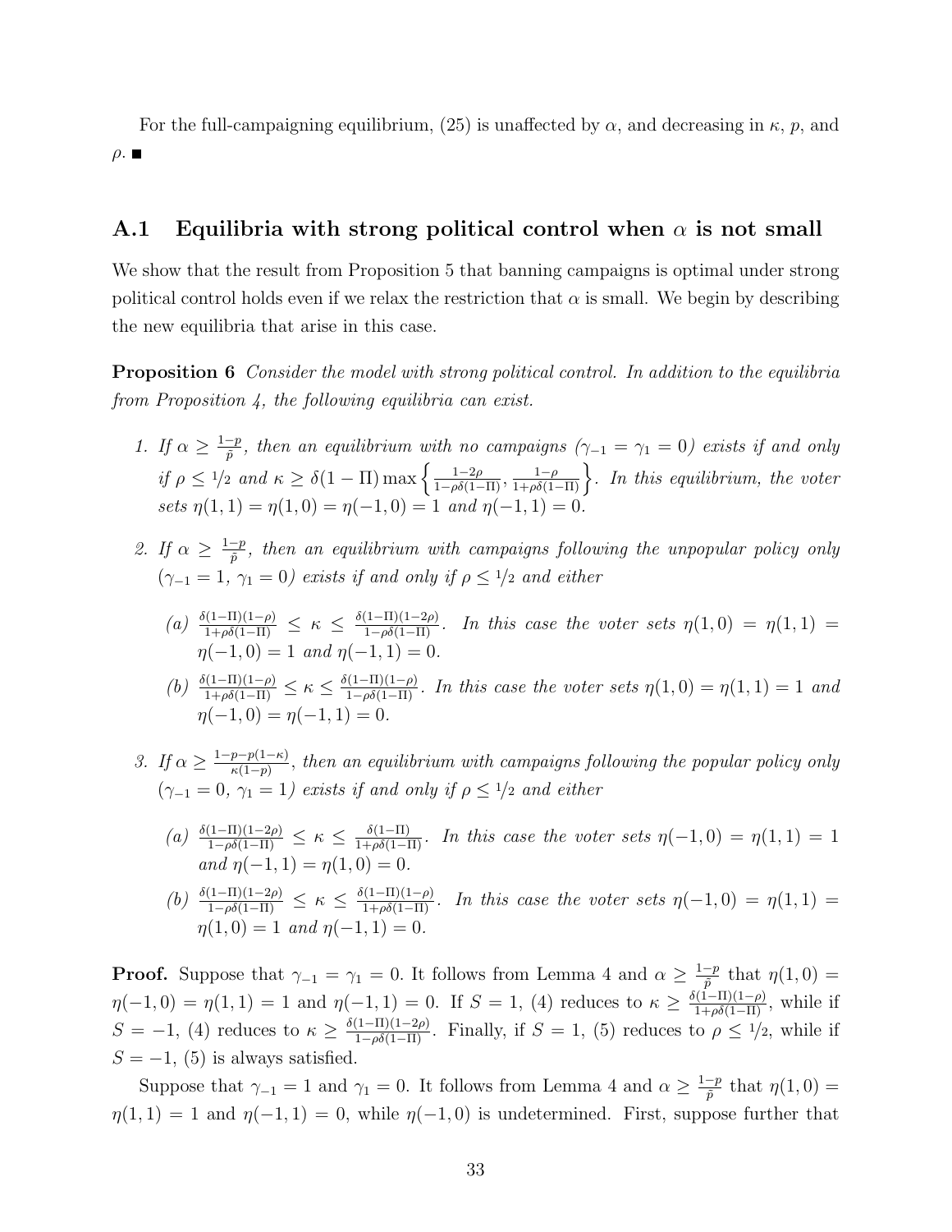For the full-campaigning equilibrium, (25) is unaffected by $\alpha$, and decreasing in $\kappa$, $p$, and $\rho$. ■

## A.1 Equilibria with strong political control when $\alpha$ is not small

We show that the result from Proposition 5 that banning campaigns is optimal under strong political control holds even if we relax the restriction that $\alpha$ is small. We begin by describing the new equilibria that arise in this case.

**Proposition 6** *Consider the model with strong political control. In addition to the equilibria from Proposition 4, the following equilibria can exist.*

1. *If $\alpha \geq \frac{1-p}{\tilde{p}}$, then an equilibrium with no campaigns ($\gamma_{-1} = \gamma_1 = 0$) exists if and only if $\rho \leq 1/2$ and $\kappa \geq \delta(1-\Pi)\max\left\{\frac{1-2\rho}{1-\rho\delta(1-\Pi)}, \frac{1-\rho}{1+\rho\delta(1-\Pi)}\right\}$. In this equilibrium, the voter sets $\eta(1,1) = \eta(1,0) = \eta(-1,0) = 1$ and $\eta(-1,1) = 0$.*

2. *If $\alpha \geq \frac{1-p}{\tilde{p}}$, then an equilibrium with campaigns following the unpopular policy only ($\gamma_{-1} = 1$, $\gamma_1 = 0$) exists if and only if $\rho \leq 1/2$ and either*

   (a) *$\frac{\delta(1-\Pi)(1-\rho)}{1+\rho\delta(1-\Pi)} \leq \kappa \leq \frac{\delta(1-\Pi)(1-2\rho)}{1-\rho\delta(1-\Pi)}$. In this case the voter sets $\eta(1,0) = \eta(1,1) = \eta(-1,0) = 1$ and $\eta(-1,1) = 0$.*

   (b) *$\frac{\delta(1-\Pi)(1-\rho)}{1+\rho\delta(1-\Pi)} \leq \kappa \leq \frac{\delta(1-\Pi)(1-\rho)}{1-\rho\delta(1-\Pi)}$. In this case the voter sets $\eta(1,0) = \eta(1,1) = 1$ and $\eta(-1,0) = \eta(-1,1) = 0$.*

3. *If $\alpha \geq \frac{1-p-p(1-\kappa)}{\kappa(1-p)}$, then an equilibrium with campaigns following the popular policy only ($\gamma_{-1} = 0$, $\gamma_1 = 1$) exists if and only if $\rho \leq 1/2$ and either*

   (a) *$\frac{\delta(1-\Pi)(1-2\rho)}{1-\rho\delta(1-\Pi)} \leq \kappa \leq \frac{\delta(1-\Pi)}{1+\rho\delta(1-\Pi)}$. In this case the voter sets $\eta(-1,0) = \eta(1,1) = 1$ and $\eta(-1,1) = \eta(1,0) = 0$.*

   (b) *$\frac{\delta(1-\Pi)(1-2\rho)}{1-\rho\delta(1-\Pi)} \leq \kappa \leq \frac{\delta(1-\Pi)(1-\rho)}{1+\rho\delta(1-\Pi)}$. In this case the voter sets $\eta(-1,0) = \eta(1,1) = \eta(1,0) = 1$ and $\eta(-1,1) = 0$.*

**Proof.** Suppose that $\gamma_{-1} = \gamma_1 = 0$. It follows from Lemma 4 and $\alpha \geq \frac{1-p}{\tilde{p}}$ that $\eta(1,0) = \eta(-1,0) = \eta(1,1) = 1$ and $\eta(-1,1) = 0$. If $S = 1$, (4) reduces to $\kappa \geq \frac{\delta(1-\Pi)(1-\rho)}{1+\rho\delta(1-\Pi)}$, while if $S = -1$, (4) reduces to $\kappa \geq \frac{\delta(1-\Pi)(1-2\rho)}{1-\rho\delta(1-\Pi)}$. Finally, if $S = 1$, (5) reduces to $\rho \leq 1/2$, while if $S = -1$, (5) is always satisfied.

Suppose that $\gamma_{-1} = 1$ and $\gamma_1 = 0$. It follows from Lemma 4 and $\alpha \geq \frac{1-p}{\tilde{p}}$ that $\eta(1,0) = \eta(1,1) = 1$ and $\eta(-1,1) = 0$, while $\eta(-1,0)$ is undetermined. First, suppose further that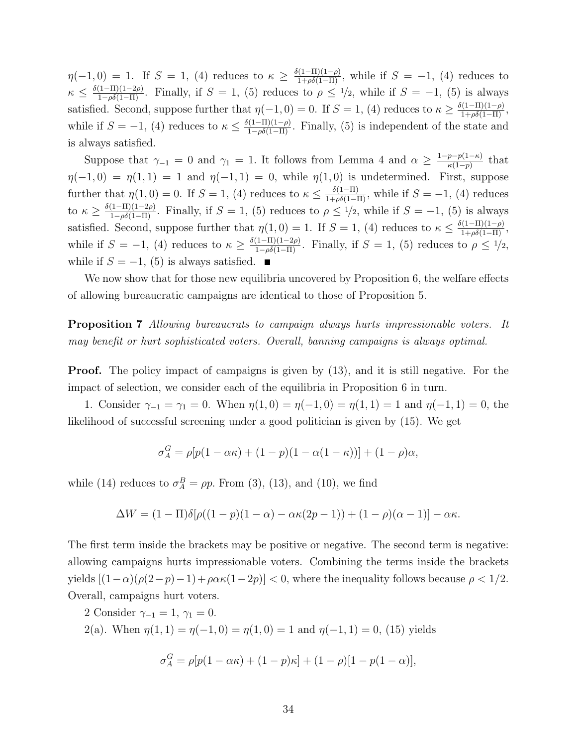$\eta(-1,0) = 1$. If $S = 1$, (4) reduces to $\kappa \geq \frac{\delta(1-\Pi)(1-\rho)}{1+\rho\delta(1-\Pi)}$, while if $S = -1$, (4) reduces to $\kappa \leq \frac{\delta(1-\Pi)(1-2\rho)}{1-\rho\delta(1-\Pi)}$. Finally, if $S = 1$, (5) reduces to $\rho \leq 1/2$, while if $S = -1$, (5) is always satisfied. Second, suppose further that $\eta(-1,0) = 0$. If $S = 1$, (4) reduces to $\kappa \geq \frac{\delta(1-\Pi)(1-\rho)}{1+\rho\delta(1-\Pi)}$, while if $S = -1$, (4) reduces to $\kappa \leq \frac{\delta(1-\Pi)(1-\rho)}{1-\rho\delta(1-\Pi)}$. Finally, (5) is independent of the state and is always satisfied.

Suppose that $\gamma_{-1} = 0$ and $\gamma_1 = 1$. It follows from Lemma 4 and $\alpha \geq \frac{1-p-p(1-\kappa)}{\kappa(1-p)}$ that $\eta(-1,0) = \eta(1,1) = 1$ and $\eta(-1,1) = 0$, while $\eta(1,0)$ is undetermined. First, suppose further that $\eta(1,0) = 0$. If $S = 1$, (4) reduces to $\kappa \leq \frac{\delta(1-\Pi)}{1+\rho\delta(1-\Pi)}$, while if $S = -1$, (4) reduces to $\kappa \geq \frac{\delta(1-\Pi)(1-2\rho)}{1-\rho\delta(1-\Pi)}$. Finally, if $S = 1$, (5) reduces to $\rho \leq 1/2$, while if $S = -1$, (5) is always satisfied. Second, suppose further that $\eta(1,0) = 1$. If $S = 1$, (4) reduces to $\kappa \leq \frac{\delta(1-\Pi)(1-\rho)}{1+\rho\delta(1-\Pi)}$, while if $S = -1$, (4) reduces to $\kappa \geq \frac{\delta(1-\Pi)(1-2\rho)}{1-\rho\delta(1-\Pi)}$. Finally, if $S = 1$, (5) reduces to $\rho \leq 1/2$, while if $S = -1$, (5) is always satisfied. ■

We now show that for those new equilibria uncovered by Proposition 6, the welfare effects of allowing bureaucratic campaigns are identical to those of Proposition 5.

**Proposition 7** *Allowing bureaucrats to campaign always hurts impressionable voters. It may benefit or hurt sophisticated voters. Overall, banning campaigns is always optimal.*

**Proof.** The policy impact of campaigns is given by (13), and it is still negative. For the impact of selection, we consider each of the equilibria in Proposition 6 in turn.

1. Consider $\gamma_{-1} = \gamma_1 = 0$. When $\eta(1,0) = \eta(-1,0) = \eta(1,1) = 1$ and $\eta(-1,1) = 0$, the likelihood of successful screening under a good politician is given by (15). We get

$$\sigma_A^G = \rho[p(1-\alpha\kappa) + (1-p)(1-\alpha(1-\kappa))] + (1-\rho)\alpha,$$

while (14) reduces to $\sigma_A^B = \rho p$. From (3), (13), and (10), we find

$$\Delta W = (1-\Pi)\delta[\rho((1-p)(1-\alpha) - \alpha\kappa(2p-1)) + (1-\rho)(\alpha-1)] - \alpha\kappa.$$

The first term inside the brackets may be positive or negative. The second term is negative: allowing campaigns hurts impressionable voters. Combining the terms inside the brackets yields $[(1-\alpha)(\rho(2-p)-1) + \rho\alpha\kappa(1-2p)] < 0$, where the inequality follows because $\rho < 1/2$. Overall, campaigns hurt voters.

2 Consider $\gamma_{-1} = 1$, $\gamma_1 = 0$.

2(a). When $\eta(1,1) = \eta(-1,0) = \eta(1,0) = 1$ and $\eta(-1,1) = 0$, (15) yields

$$\sigma_A^G = \rho[p(1-\alpha\kappa) + (1-p)\kappa] + (1-\rho)[1 - p(1-\alpha)],$$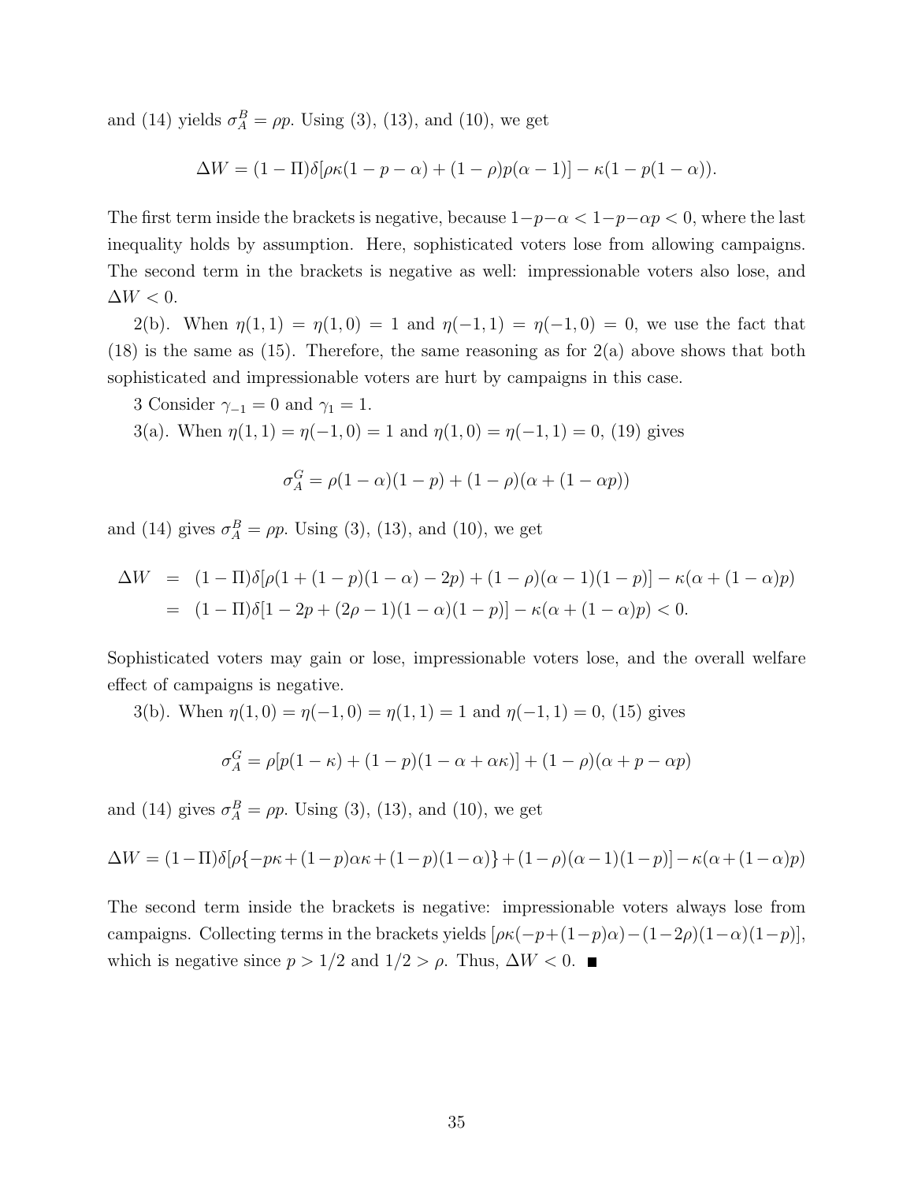and (14) yields $\sigma_A^B = \rho p$. Using (3), (13), and (10), we get

$$\Delta W = (1-\Pi)\delta[\rho\kappa(1-p-\alpha) + (1-\rho)p(\alpha-1)] - \kappa(1-p(1-\alpha)).$$

The first term inside the brackets is negative, because $1-p-\alpha < 1-p-\alpha p < 0$, where the last inequality holds by assumption. Here, sophisticated voters lose from allowing campaigns. The second term in the brackets is negative as well: impressionable voters also lose, and $\Delta W < 0$.

2(b). When $\eta(1,1) = \eta(1,0) = 1$ and $\eta(-1,1) = \eta(-1,0) = 0$, we use the fact that (18) is the same as (15). Therefore, the same reasoning as for 2(a) above shows that both sophisticated and impressionable voters are hurt by campaigns in this case.

3 Consider $\gamma_{-1} = 0$ and $\gamma_1 = 1$.

3(a). When $\eta(1,1) = \eta(-1,0) = 1$ and $\eta(1,0) = \eta(-1,1) = 0$, (19) gives

$$\sigma_A^G = \rho(1-\alpha)(1-p) + (1-\rho)(\alpha + (1-\alpha p))$$

and (14) gives $\sigma_A^B = \rho p$. Using (3), (13), and (10), we get

$$\begin{aligned}
\Delta W &= (1-\Pi)\delta[\rho(1+(1-p)(1-\alpha)-2p) + (1-\rho)(\alpha-1)(1-p)] - \kappa(\alpha+(1-\alpha)p) \\
&= (1-\Pi)\delta[1-2p+(2\rho-1)(1-\alpha)(1-p)] - \kappa(\alpha+(1-\alpha)p) < 0.
\end{aligned}$$

Sophisticated voters may gain or lose, impressionable voters lose, and the overall welfare effect of campaigns is negative.

3(b). When $\eta(1,0) = \eta(-1,0) = \eta(1,1) = 1$ and $\eta(-1,1) = 0$, (15) gives

$$\sigma_A^G = \rho[p(1-\kappa) + (1-p)(1-\alpha+\alpha\kappa)] + (1-\rho)(\alpha+p-\alpha p)$$

and (14) gives $\sigma_A^B = \rho p$. Using (3), (13), and (10), we get

$$\Delta W = (1-\Pi)\delta[\rho\{-p\kappa + (1-p)\alpha\kappa + (1-p)(1-\alpha)\} + (1-\rho)(\alpha-1)(1-p)] - \kappa(\alpha+(1-\alpha)p)$$

The second term inside the brackets is negative: impressionable voters always lose from campaigns. Collecting terms in the brackets yields $[\rho\kappa(-p+(1-p)\alpha) - (1-2\rho)(1-\alpha)(1-p)]$, which is negative since $p > 1/2$ and $1/2 > \rho$. Thus, $\Delta W < 0$. ∎